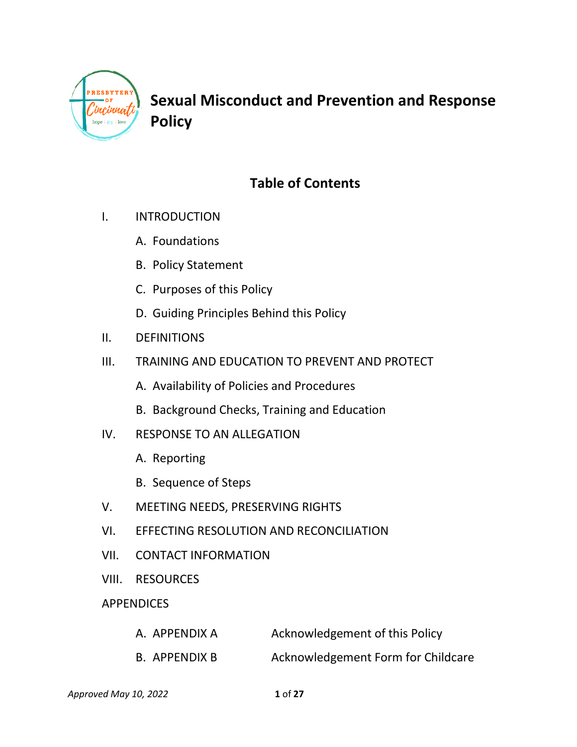# Sexual Misconduct and Prevention and Response Policy

## Table of Contents

I. INTRODUCTION

- A. Foundations
- B. Policy Statement
- C. Purposes of this Policy
- D. Guiding Principles Behind this Policy

II. DEFINITIONS

III. TRAINING AND EDUCATION TO PREVENT AND PROTECT

- A. Availability of Policies and Procedures
- B. Background Checks, Training and Education

IV. RESPONSE TO AN ALLEGATION

- A. Reporting
- B. Sequence of Steps

V. MEETING NEEDS, PRESERVING RIGHTS

VI. EFFECTING RESOLUTION AND RECONCILIATION

VII. CONTACT INFORMATION

VIII. RESOURCES

APPENDICES

- A. APPENDIX A — Acknowledgement of this Policy
- B. APPENDIX B — Acknowledgement Form for Childcare

*Approved May 10, 2022*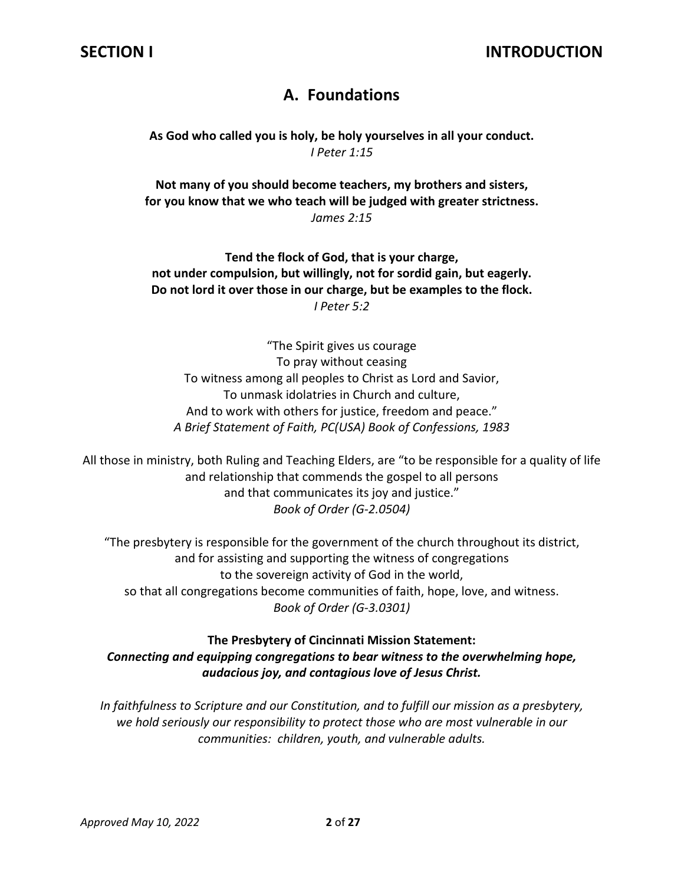# SECTION I INTRODUCTION

## A. Foundations

**As God who called you is holy, be holy yourselves in all your conduct.**
*I Peter 1:15*

**Not many of you should become teachers, my brothers and sisters,**
**for you know that we who teach will be judged with greater strictness.**
*James 2:15*

**Tend the flock of God, that is your charge,**
**not under compulsion, but willingly, not for sordid gain, but eagerly.**
**Do not lord it over those in our charge, but be examples to the flock.**
*I Peter 5:2*

"The Spirit gives us courage
To pray without ceasing
To witness among all peoples to Christ as Lord and Savior,
To unmask idolatries in Church and culture,
And to work with others for justice, freedom and peace."
*A Brief Statement of Faith, PC(USA) Book of Confessions, 1983*

All those in ministry, both Ruling and Teaching Elders, are "to be responsible for a quality of life and relationship that commends the gospel to all persons and that communicates its joy and justice."
*Book of Order (G-2.0504)*

"The presbytery is responsible for the government of the church throughout its district, and for assisting and supporting the witness of congregations to the sovereign activity of God in the world, so that all congregations become communities of faith, hope, love, and witness.
*Book of Order (G-3.0301)*

**The Presbytery of Cincinnati Mission Statement:**
***Connecting and equipping congregations to bear witness to the overwhelming hope, audacious joy, and contagious love of Jesus Christ.***

*In faithfulness to Scripture and our Constitution, and to fulfill our mission as a presbytery, we hold seriously our responsibility to protect those who are most vulnerable in our communities: children, youth, and vulnerable adults.*

*Approved May 10, 2022*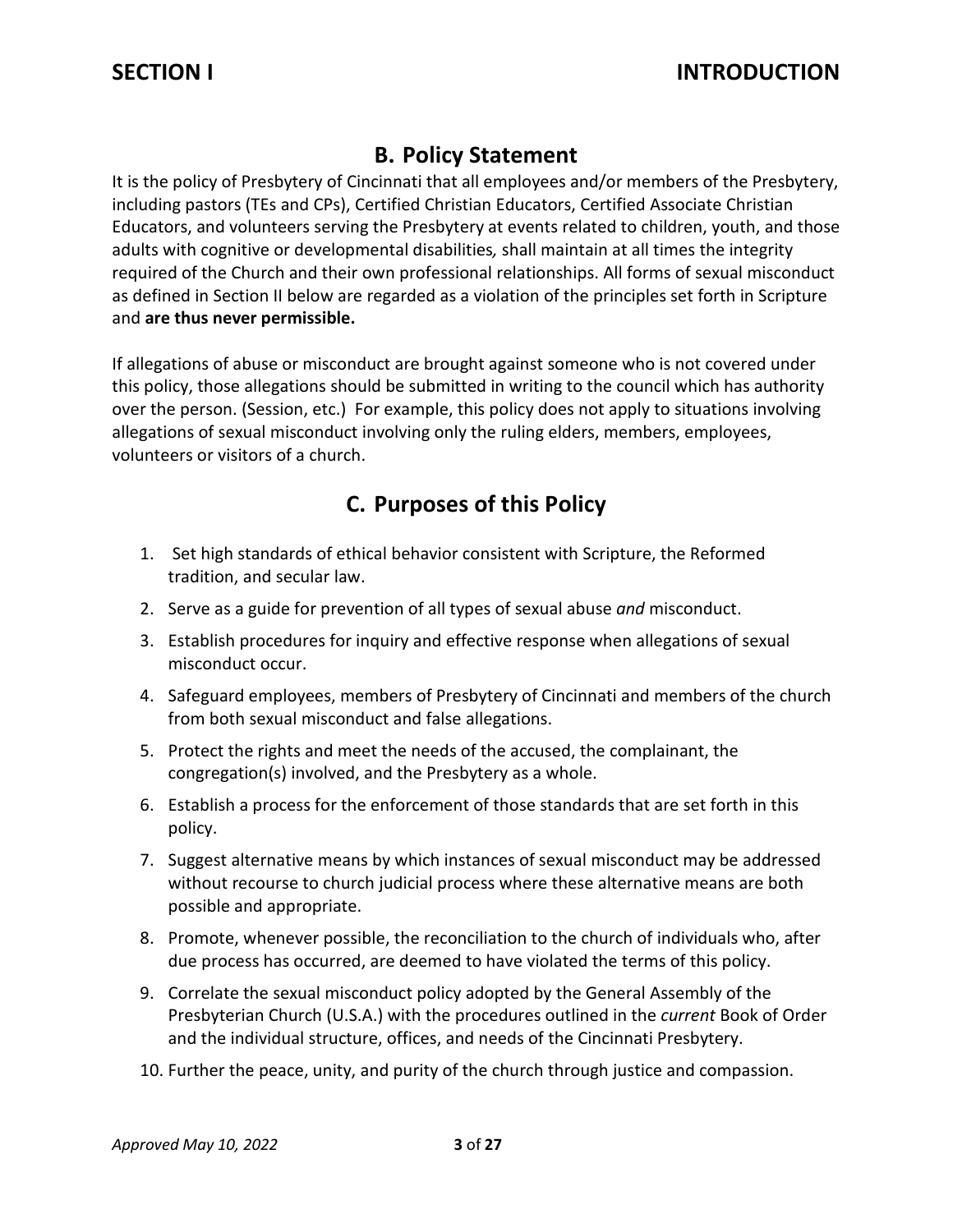# SECTION I INTRODUCTION

## B. Policy Statement

It is the policy of Presbytery of Cincinnati that all employees and/or members of the Presbytery, including pastors (TEs and CPs), Certified Christian Educators, Certified Associate Christian Educators, and volunteers serving the Presbytery at events related to children, youth, and those adults with cognitive or developmental disabilities*,* shall maintain at all times the integrity required of the Church and their own professional relationships. All forms of sexual misconduct as defined in Section II below are regarded as a violation of the principles set forth in Scripture and **are thus never permissible.**

If allegations of abuse or misconduct are brought against someone who is not covered under this policy, those allegations should be submitted in writing to the council which has authority over the person. (Session, etc.) For example, this policy does not apply to situations involving allegations of sexual misconduct involving only the ruling elders, members, employees, volunteers or visitors of a church.

## C. Purposes of this Policy

1. Set high standards of ethical behavior consistent with Scripture, the Reformed tradition, and secular law.
2. Serve as a guide for prevention of all types of sexual abuse *and* misconduct.
3. Establish procedures for inquiry and effective response when allegations of sexual misconduct occur.
4. Safeguard employees, members of Presbytery of Cincinnati and members of the church from both sexual misconduct and false allegations.
5. Protect the rights and meet the needs of the accused, the complainant, the congregation(s) involved, and the Presbytery as a whole.
6. Establish a process for the enforcement of those standards that are set forth in this policy.
7. Suggest alternative means by which instances of sexual misconduct may be addressed without recourse to church judicial process where these alternative means are both possible and appropriate.
8. Promote, whenever possible, the reconciliation to the church of individuals who, after due process has occurred, are deemed to have violated the terms of this policy.
9. Correlate the sexual misconduct policy adopted by the General Assembly of the Presbyterian Church (U.S.A.) with the procedures outlined in the *current* Book of Order and the individual structure, offices, and needs of the Cincinnati Presbytery.
10. Further the peace, unity, and purity of the church through justice and compassion.

*Approved May 10, 2022*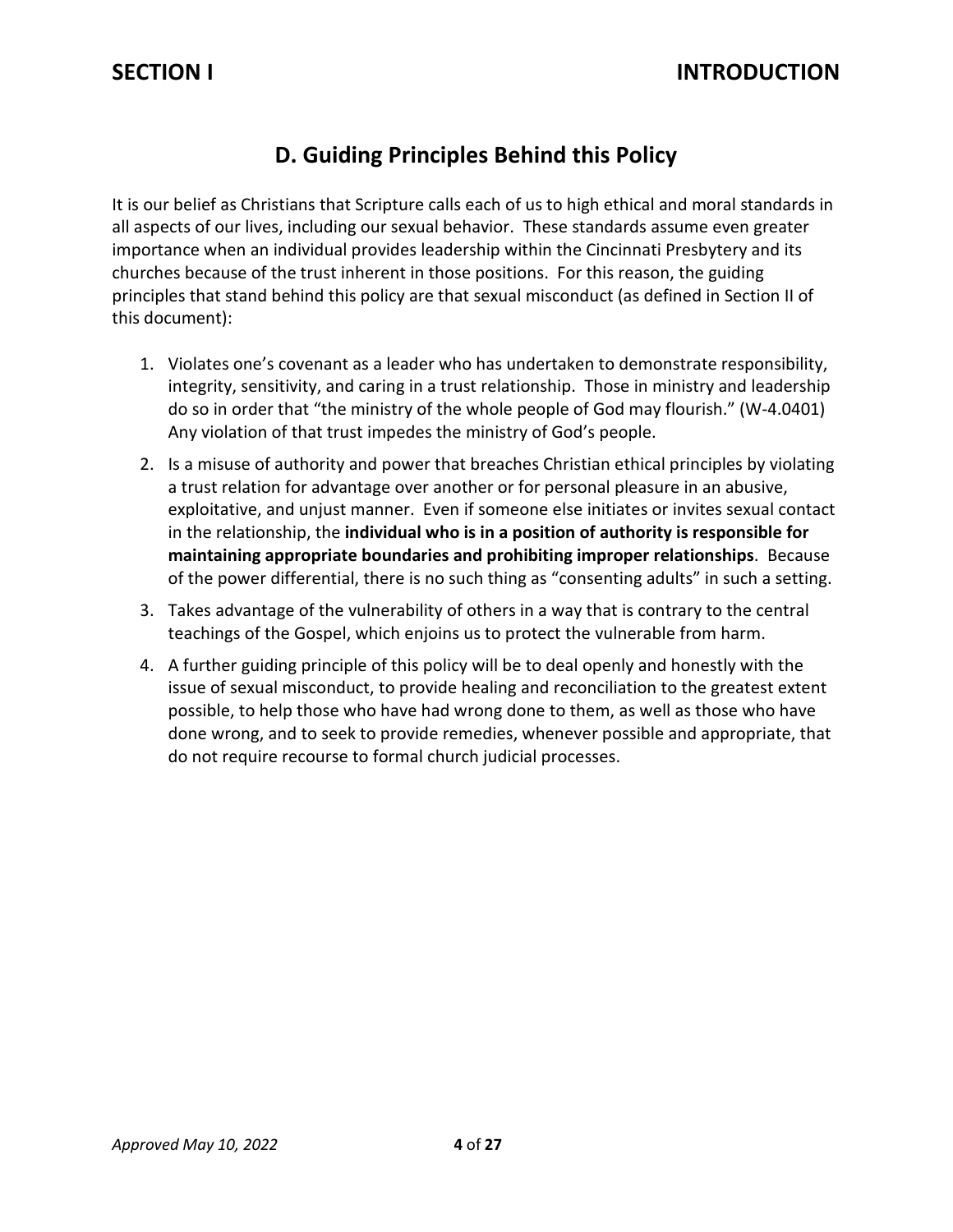# SECTION I INTRODUCTION

## D. Guiding Principles Behind this Policy

It is our belief as Christians that Scripture calls each of us to high ethical and moral standards in all aspects of our lives, including our sexual behavior. These standards assume even greater importance when an individual provides leadership within the Cincinnati Presbytery and its churches because of the trust inherent in those positions. For this reason, the guiding principles that stand behind this policy are that sexual misconduct (as defined in Section II of this document):

1. Violates one's covenant as a leader who has undertaken to demonstrate responsibility, integrity, sensitivity, and caring in a trust relationship. Those in ministry and leadership do so in order that "the ministry of the whole people of God may flourish." (W-4.0401) Any violation of that trust impedes the ministry of God's people.
2. Is a misuse of authority and power that breaches Christian ethical principles by violating a trust relation for advantage over another or for personal pleasure in an abusive, exploitative, and unjust manner. Even if someone else initiates or invites sexual contact in the relationship, the **individual who is in a position of authority is responsible for maintaining appropriate boundaries and prohibiting improper relationships**. Because of the power differential, there is no such thing as "consenting adults" in such a setting.
3. Takes advantage of the vulnerability of others in a way that is contrary to the central teachings of the Gospel, which enjoins us to protect the vulnerable from harm.
4. A further guiding principle of this policy will be to deal openly and honestly with the issue of sexual misconduct, to provide healing and reconciliation to the greatest extent possible, to help those who have had wrong done to them, as well as those who have done wrong, and to seek to provide remedies, whenever possible and appropriate, that do not require recourse to formal church judicial processes.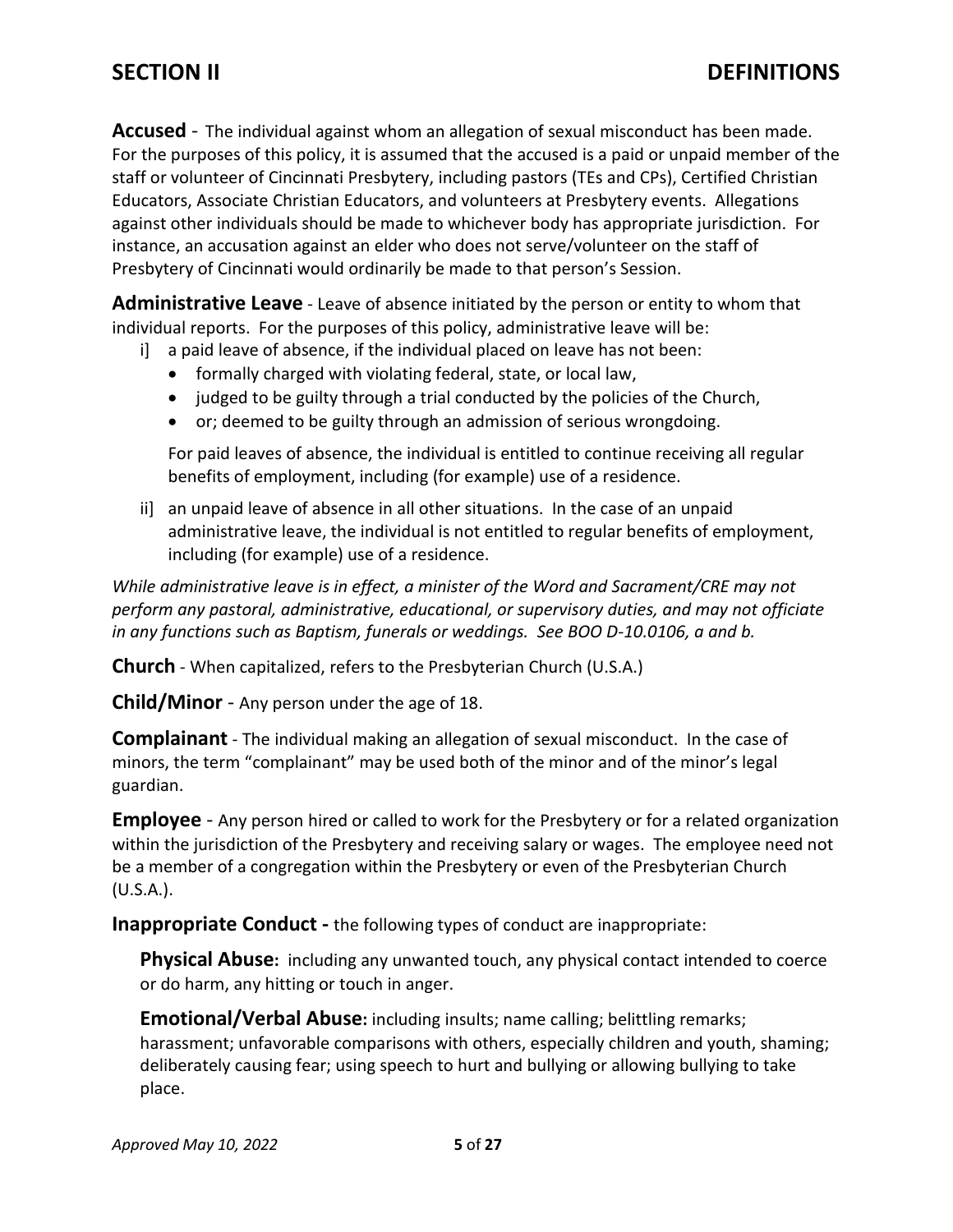# SECTION II DEFINITIONS

**Accused** - The individual against whom an allegation of sexual misconduct has been made. For the purposes of this policy, it is assumed that the accused is a paid or unpaid member of the staff or volunteer of Cincinnati Presbytery, including pastors (TEs and CPs), Certified Christian Educators, Associate Christian Educators, and volunteers at Presbytery events. Allegations against other individuals should be made to whichever body has appropriate jurisdiction. For instance, an accusation against an elder who does not serve/volunteer on the staff of Presbytery of Cincinnati would ordinarily be made to that person's Session.

**Administrative Leave** - Leave of absence initiated by the person or entity to whom that individual reports. For the purposes of this policy, administrative leave will be:

i] a paid leave of absence, if the individual placed on leave has not been:
   - formally charged with violating federal, state, or local law,
   - judged to be guilty through a trial conducted by the policies of the Church,
   - or; deemed to be guilty through an admission of serious wrongdoing.

   For paid leaves of absence, the individual is entitled to continue receiving all regular benefits of employment, including (for example) use of a residence.

ii] an unpaid leave of absence in all other situations. In the case of an unpaid administrative leave, the individual is not entitled to regular benefits of employment, including (for example) use of a residence.

*While administrative leave is in effect, a minister of the Word and Sacrament/CRE may not perform any pastoral, administrative, educational, or supervisory duties, and may not officiate in any functions such as Baptism, funerals or weddings. See BOO D-10.0106, a and b.*

**Church** - When capitalized, refers to the Presbyterian Church (U.S.A.)

**Child/Minor** - Any person under the age of 18.

**Complainant** - The individual making an allegation of sexual misconduct. In the case of minors, the term "complainant" may be used both of the minor and of the minor's legal guardian.

**Employee** - Any person hired or called to work for the Presbytery or for a related organization within the jurisdiction of the Presbytery and receiving salary or wages. The employee need not be a member of a congregation within the Presbytery or even of the Presbyterian Church (U.S.A.).

**Inappropriate Conduct -** the following types of conduct are inappropriate:

**Physical Abuse:** including any unwanted touch, any physical contact intended to coerce or do harm, any hitting or touch in anger.

**Emotional/Verbal Abuse:** including insults; name calling; belittling remarks; harassment; unfavorable comparisons with others, especially children and youth, shaming; deliberately causing fear; using speech to hurt and bullying or allowing bullying to take place.

*Approved May 10, 2022*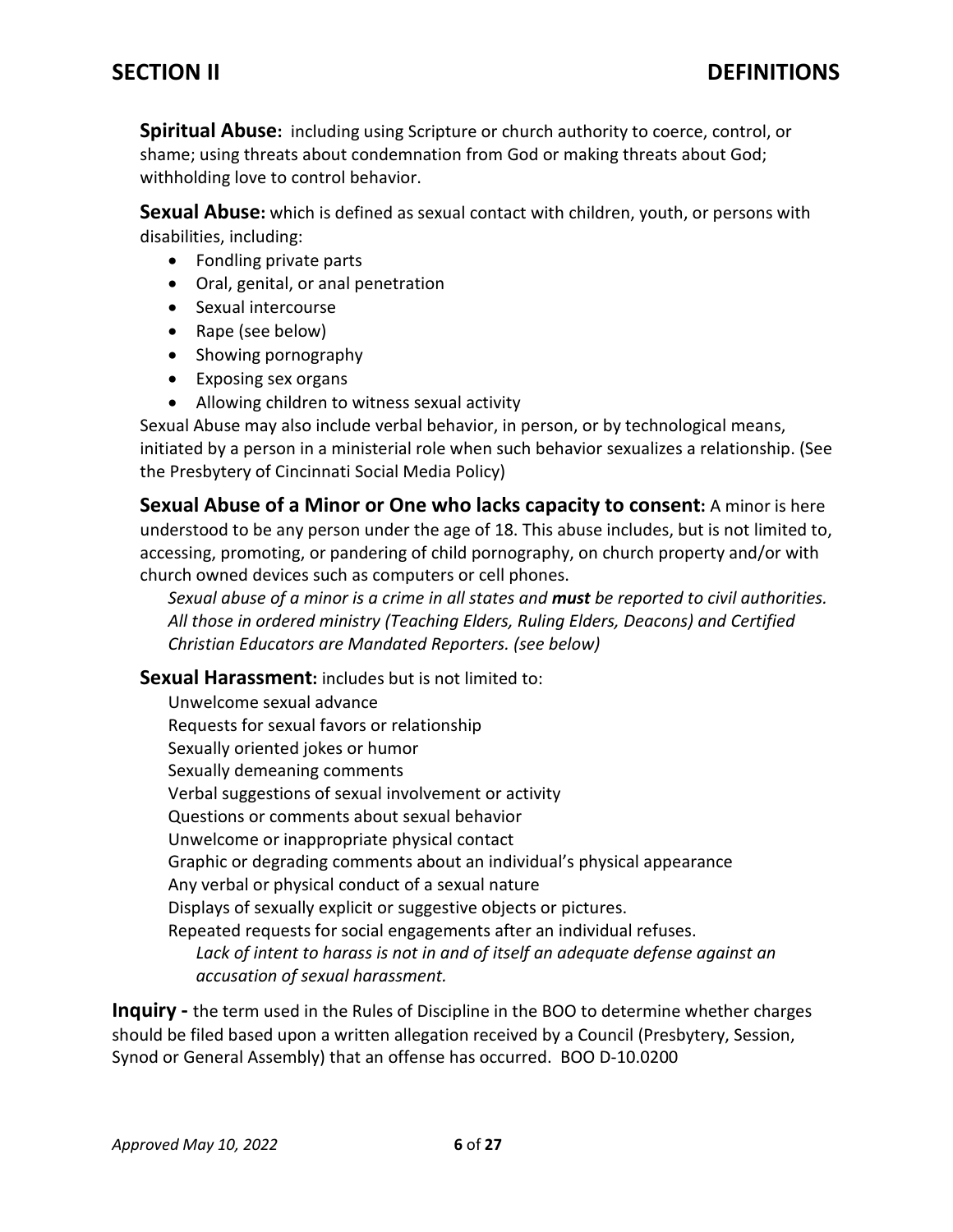**Spiritual Abuse:** including using Scripture or church authority to coerce, control, or shame; using threats about condemnation from God or making threats about God; withholding love to control behavior.

**Sexual Abuse:** which is defined as sexual contact with children, youth, or persons with disabilities, including:

- Fondling private parts
- Oral, genital, or anal penetration
- Sexual intercourse
- Rape (see below)
- Showing pornography
- Exposing sex organs
- Allowing children to witness sexual activity

Sexual Abuse may also include verbal behavior, in person, or by technological means, initiated by a person in a ministerial role when such behavior sexualizes a relationship. (See the Presbytery of Cincinnati Social Media Policy)

**Sexual Abuse of a Minor or One who lacks capacity to consent:** A minor is here understood to be any person under the age of 18. This abuse includes, but is not limited to, accessing, promoting, or pandering of child pornography, on church property and/or with church owned devices such as computers or cell phones.

*Sexual abuse of a minor is a crime in all states and **must** be reported to civil authorities. All those in ordered ministry (Teaching Elders, Ruling Elders, Deacons) and Certified Christian Educators are Mandated Reporters. (see below)*

**Sexual Harassment:** includes but is not limited to:

Unwelcome sexual advance
Requests for sexual favors or relationship
Sexually oriented jokes or humor
Sexually demeaning comments
Verbal suggestions of sexual involvement or activity
Questions or comments about sexual behavior
Unwelcome or inappropriate physical contact
Graphic or degrading comments about an individual's physical appearance
Any verbal or physical conduct of a sexual nature
Displays of sexually explicit or suggestive objects or pictures.
Repeated requests for social engagements after an individual refuses.

*Lack of intent to harass is not in and of itself an adequate defense against an accusation of sexual harassment.*

**Inquiry -** the term used in the Rules of Discipline in the BOO to determine whether charges should be filed based upon a written allegation received by a Council (Presbytery, Session, Synod or General Assembly) that an offense has occurred. BOO D-10.0200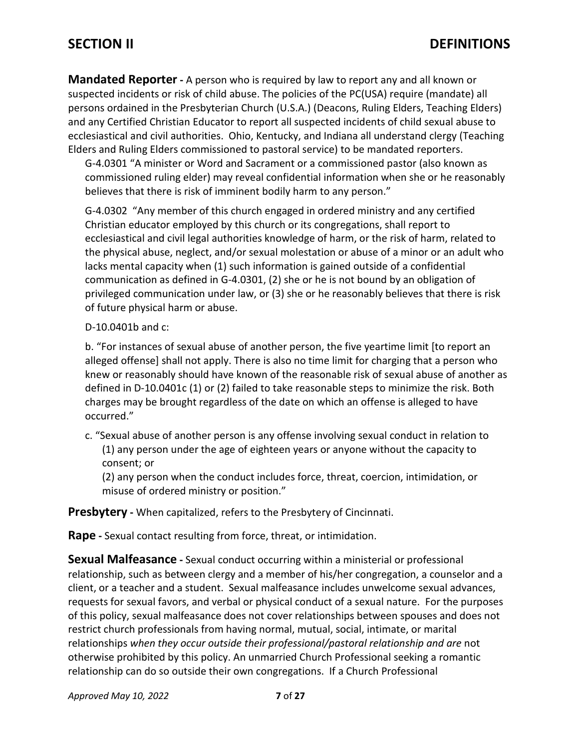# SECTION II DEFINITIONS

**Mandated Reporter -** A person who is required by law to report any and all known or suspected incidents or risk of child abuse. The policies of the PC(USA) require (mandate) all persons ordained in the Presbyterian Church (U.S.A.) (Deacons, Ruling Elders, Teaching Elders) and any Certified Christian Educator to report all suspected incidents of child sexual abuse to ecclesiastical and civil authorities. Ohio, Kentucky, and Indiana all understand clergy (Teaching Elders and Ruling Elders commissioned to pastoral service) to be mandated reporters.

> G-4.0301 "A minister or Word and Sacrament or a commissioned pastor (also known as commissioned ruling elder) may reveal confidential information when she or he reasonably believes that there is risk of imminent bodily harm to any person."
>
> G-4.0302 "Any member of this church engaged in ordered ministry and any certified Christian educator employed by this church or its congregations, shall report to ecclesiastical and civil legal authorities knowledge of harm, or the risk of harm, related to the physical abuse, neglect, and/or sexual molestation or abuse of a minor or an adult who lacks mental capacity when (1) such information is gained outside of a confidential communication as defined in G-4.0301, (2) she or he is not bound by an obligation of privileged communication under law, or (3) she or he reasonably believes that there is risk of future physical harm or abuse.
>
> D-10.0401b and c:
>
> b. "For instances of sexual abuse of another person, the five yeartime limit [to report an alleged offense] shall not apply. There is also no time limit for charging that a person who knew or reasonably should have known of the reasonable risk of sexual abuse of another as defined in D-10.0401c (1) or (2) failed to take reasonable steps to minimize the risk. Both charges may be brought regardless of the date on which an offense is alleged to have occurred."
>
> c. "Sexual abuse of another person is any offense involving sexual conduct in relation to
> (1) any person under the age of eighteen years or anyone without the capacity to consent; or
> (2) any person when the conduct includes force, threat, coercion, intimidation, or misuse of ordered ministry or position."

**Presbytery -** When capitalized, refers to the Presbytery of Cincinnati.

**Rape -** Sexual contact resulting from force, threat, or intimidation.

**Sexual Malfeasance -** Sexual conduct occurring within a ministerial or professional relationship, such as between clergy and a member of his/her congregation, a counselor and a client, or a teacher and a student. Sexual malfeasance includes unwelcome sexual advances, requests for sexual favors, and verbal or physical conduct of a sexual nature. For the purposes of this policy, sexual malfeasance does not cover relationships between spouses and does not restrict church professionals from having normal, mutual, social, intimate, or marital relationships *when they occur outside their professional/pastoral relationship and are* not otherwise prohibited by this policy. An unmarried Church Professional seeking a romantic relationship can do so outside their own congregations. If a Church Professional

*Approved May 10, 2022*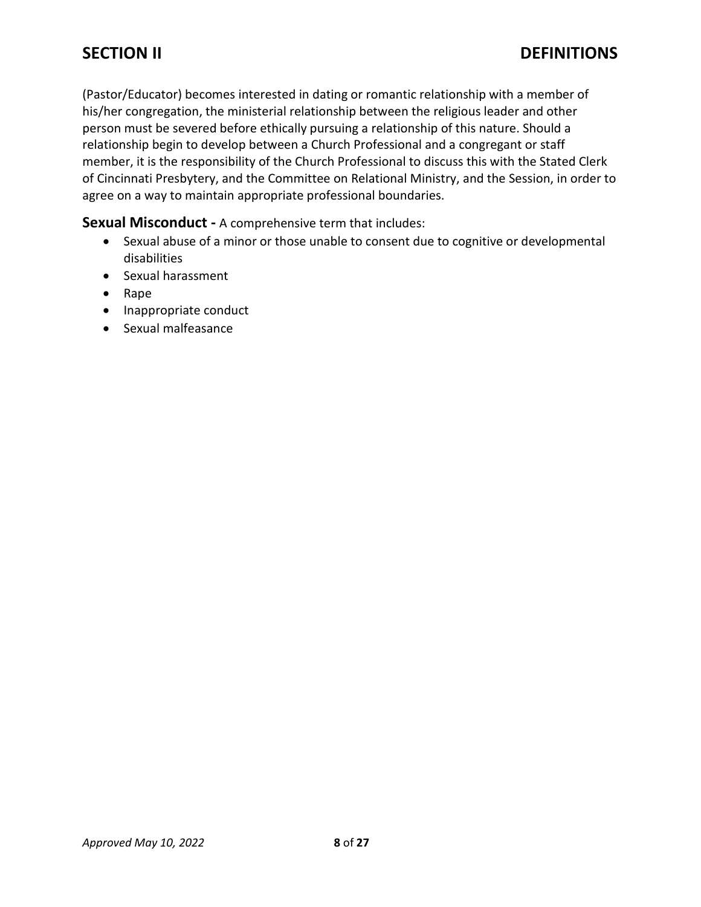(Pastor/Educator) becomes interested in dating or romantic relationship with a member of his/her congregation, the ministerial relationship between the religious leader and other person must be severed before ethically pursuing a relationship of this nature. Should a relationship begin to develop between a Church Professional and a congregant or staff member, it is the responsibility of the Church Professional to discuss this with the Stated Clerk of Cincinnati Presbytery, and the Committee on Relational Ministry, and the Session, in order to agree on a way to maintain appropriate professional boundaries.

**Sexual Misconduct -** A comprehensive term that includes:

- Sexual abuse of a minor or those unable to consent due to cognitive or developmental disabilities
- Sexual harassment
- Rape
- Inappropriate conduct
- Sexual malfeasance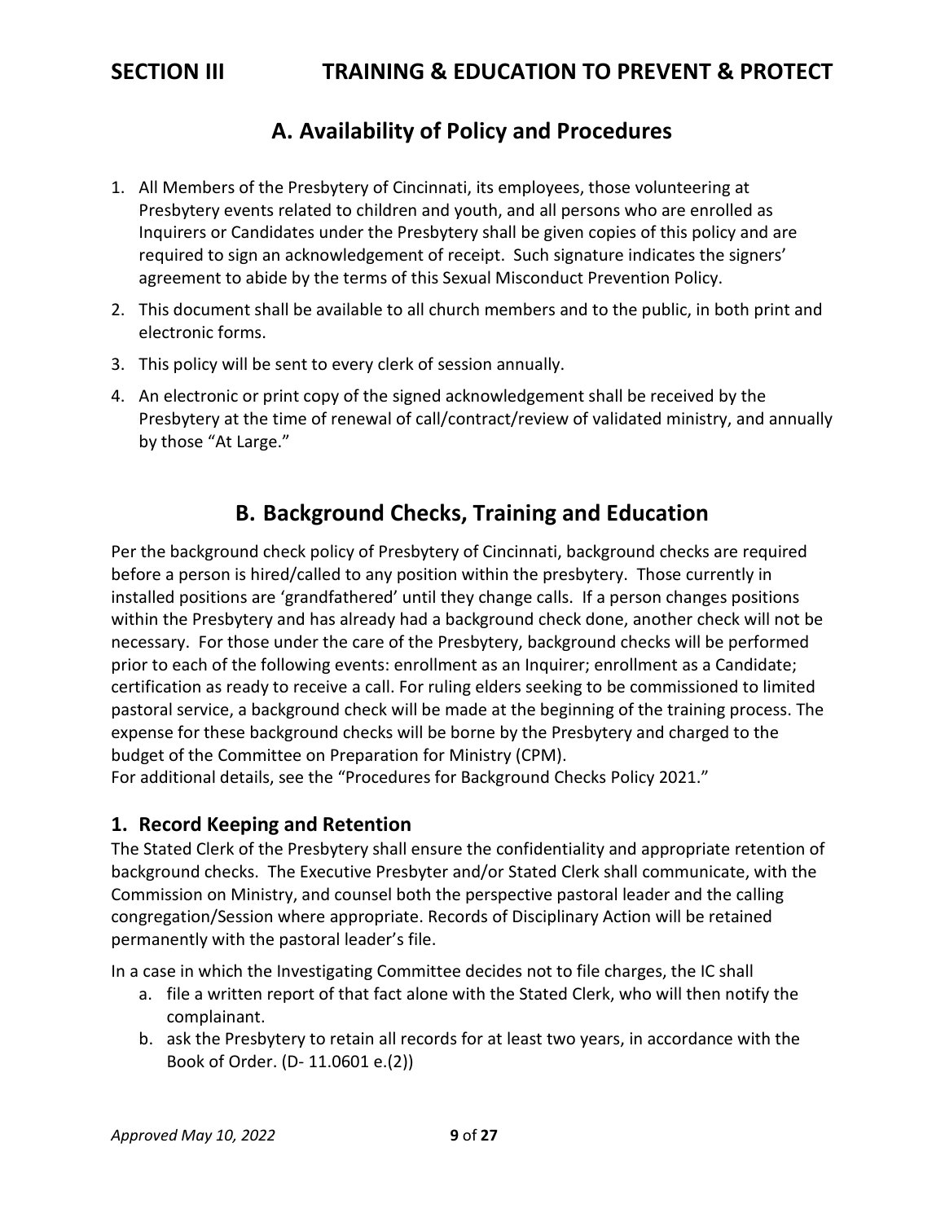# SECTION III TRAINING & EDUCATION TO PREVENT & PROTECT

## A. Availability of Policy and Procedures

1. All Members of the Presbytery of Cincinnati, its employees, those volunteering at Presbytery events related to children and youth, and all persons who are enrolled as Inquirers or Candidates under the Presbytery shall be given copies of this policy and are required to sign an acknowledgement of receipt. Such signature indicates the signers' agreement to abide by the terms of this Sexual Misconduct Prevention Policy.
2. This document shall be available to all church members and to the public, in both print and electronic forms.
3. This policy will be sent to every clerk of session annually.
4. An electronic or print copy of the signed acknowledgement shall be received by the Presbytery at the time of renewal of call/contract/review of validated ministry, and annually by those "At Large."

## B. Background Checks, Training and Education

Per the background check policy of Presbytery of Cincinnati, background checks are required before a person is hired/called to any position within the presbytery. Those currently in installed positions are 'grandfathered' until they change calls. If a person changes positions within the Presbytery and has already had a background check done, another check will not be necessary. For those under the care of the Presbytery, background checks will be performed prior to each of the following events: enrollment as an Inquirer; enrollment as a Candidate; certification as ready to receive a call. For ruling elders seeking to be commissioned to limited pastoral service, a background check will be made at the beginning of the training process. The expense for these background checks will be borne by the Presbytery and charged to the budget of the Committee on Preparation for Ministry (CPM).
For additional details, see the "Procedures for Background Checks Policy 2021."

### 1. Record Keeping and Retention

The Stated Clerk of the Presbytery shall ensure the confidentiality and appropriate retention of background checks. The Executive Presbyter and/or Stated Clerk shall communicate, with the Commission on Ministry, and counsel both the perspective pastoral leader and the calling congregation/Session where appropriate. Records of Disciplinary Action will be retained permanently with the pastoral leader's file.

In a case in which the Investigating Committee decides not to file charges, the IC shall

a. file a written report of that fact alone with the Stated Clerk, who will then notify the complainant.
b. ask the Presbytery to retain all records for at least two years, in accordance with the Book of Order. (D- 11.0601 e.(2))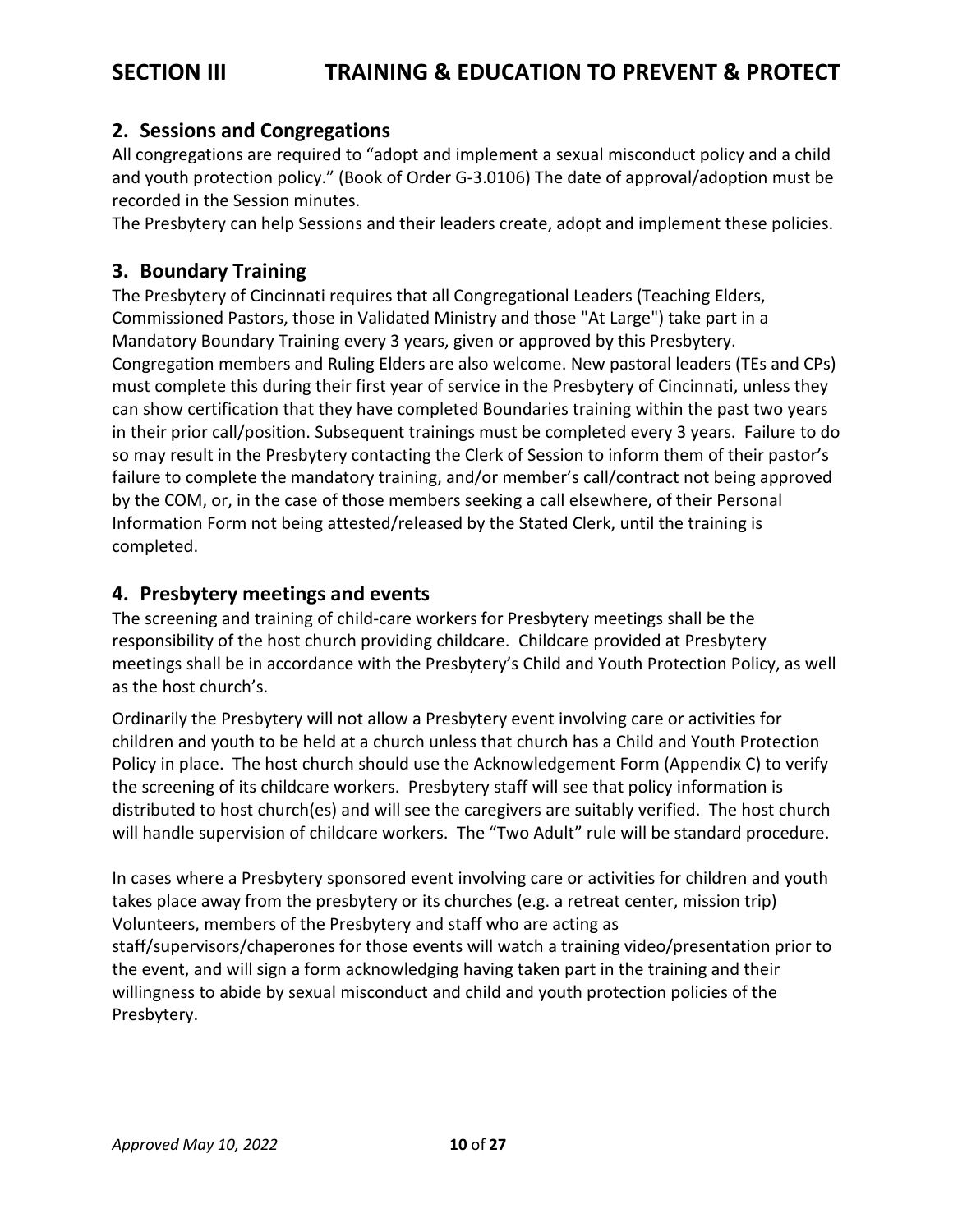# SECTION III TRAINING & EDUCATION TO PREVENT & PROTECT

## 2. Sessions and Congregations

All congregations are required to "adopt and implement a sexual misconduct policy and a child and youth protection policy." (Book of Order G-3.0106) The date of approval/adoption must be recorded in the Session minutes.

The Presbytery can help Sessions and their leaders create, adopt and implement these policies.

## 3. Boundary Training

The Presbytery of Cincinnati requires that all Congregational Leaders (Teaching Elders, Commissioned Pastors, those in Validated Ministry and those "At Large") take part in a Mandatory Boundary Training every 3 years, given or approved by this Presbytery. Congregation members and Ruling Elders are also welcome. New pastoral leaders (TEs and CPs) must complete this during their first year of service in the Presbytery of Cincinnati, unless they can show certification that they have completed Boundaries training within the past two years in their prior call/position. Subsequent trainings must be completed every 3 years. Failure to do so may result in the Presbytery contacting the Clerk of Session to inform them of their pastor's failure to complete the mandatory training, and/or member's call/contract not being approved by the COM, or, in the case of those members seeking a call elsewhere, of their Personal Information Form not being attested/released by the Stated Clerk, until the training is completed.

## 4. Presbytery meetings and events

The screening and training of child-care workers for Presbytery meetings shall be the responsibility of the host church providing childcare. Childcare provided at Presbytery meetings shall be in accordance with the Presbytery's Child and Youth Protection Policy, as well as the host church's.

Ordinarily the Presbytery will not allow a Presbytery event involving care or activities for children and youth to be held at a church unless that church has a Child and Youth Protection Policy in place. The host church should use the Acknowledgement Form (Appendix C) to verify the screening of its childcare workers. Presbytery staff will see that policy information is distributed to host church(es) and will see the caregivers are suitably verified. The host church will handle supervision of childcare workers. The "Two Adult" rule will be standard procedure.

In cases where a Presbytery sponsored event involving care or activities for children and youth takes place away from the presbytery or its churches (e.g. a retreat center, mission trip) Volunteers, members of the Presbytery and staff who are acting as staff/supervisors/chaperones for those events will watch a training video/presentation prior to the event, and will sign a form acknowledging having taken part in the training and their willingness to abide by sexual misconduct and child and youth protection policies of the Presbytery.

*Approved May 10, 2022*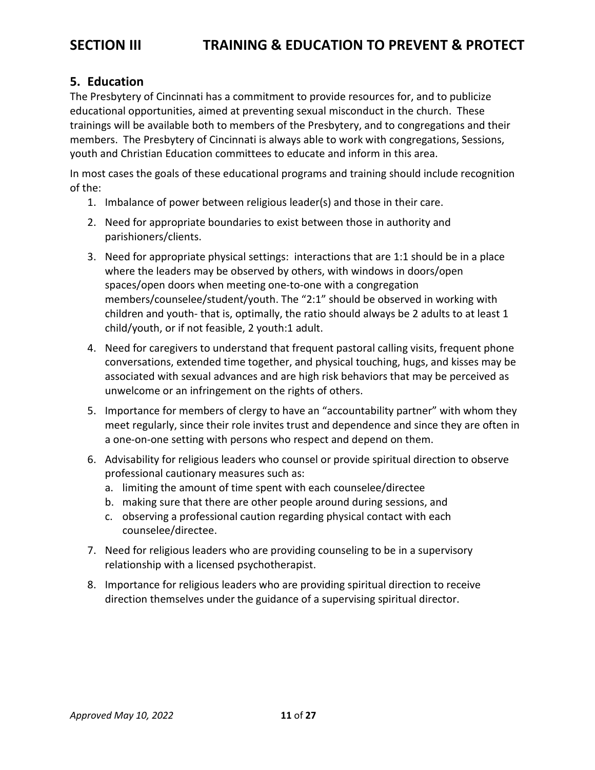# SECTION III TRAINING & EDUCATION TO PREVENT & PROTECT

## 5. Education

The Presbytery of Cincinnati has a commitment to provide resources for, and to publicize educational opportunities, aimed at preventing sexual misconduct in the church. These trainings will be available both to members of the Presbytery, and to congregations and their members. The Presbytery of Cincinnati is always able to work with congregations, Sessions, youth and Christian Education committees to educate and inform in this area.

In most cases the goals of these educational programs and training should include recognition of the:

1. Imbalance of power between religious leader(s) and those in their care.
2. Need for appropriate boundaries to exist between those in authority and parishioners/clients.
3. Need for appropriate physical settings: interactions that are 1:1 should be in a place where the leaders may be observed by others, with windows in doors/open spaces/open doors when meeting one-to-one with a congregation members/counselee/student/youth. The "2:1" should be observed in working with children and youth- that is, optimally, the ratio should always be 2 adults to at least 1 child/youth, or if not feasible, 2 youth:1 adult.
4. Need for caregivers to understand that frequent pastoral calling visits, frequent phone conversations, extended time together, and physical touching, hugs, and kisses may be associated with sexual advances and are high risk behaviors that may be perceived as unwelcome or an infringement on the rights of others.
5. Importance for members of clergy to have an "accountability partner" with whom they meet regularly, since their role invites trust and dependence and since they are often in a one-on-one setting with persons who respect and depend on them.
6. Advisability for religious leaders who counsel or provide spiritual direction to observe professional cautionary measures such as:
   a. limiting the amount of time spent with each counselee/directee
   b. making sure that there are other people around during sessions, and
   c. observing a professional caution regarding physical contact with each counselee/directee.
7. Need for religious leaders who are providing counseling to be in a supervisory relationship with a licensed psychotherapist.
8. Importance for religious leaders who are providing spiritual direction to receive direction themselves under the guidance of a supervising spiritual director.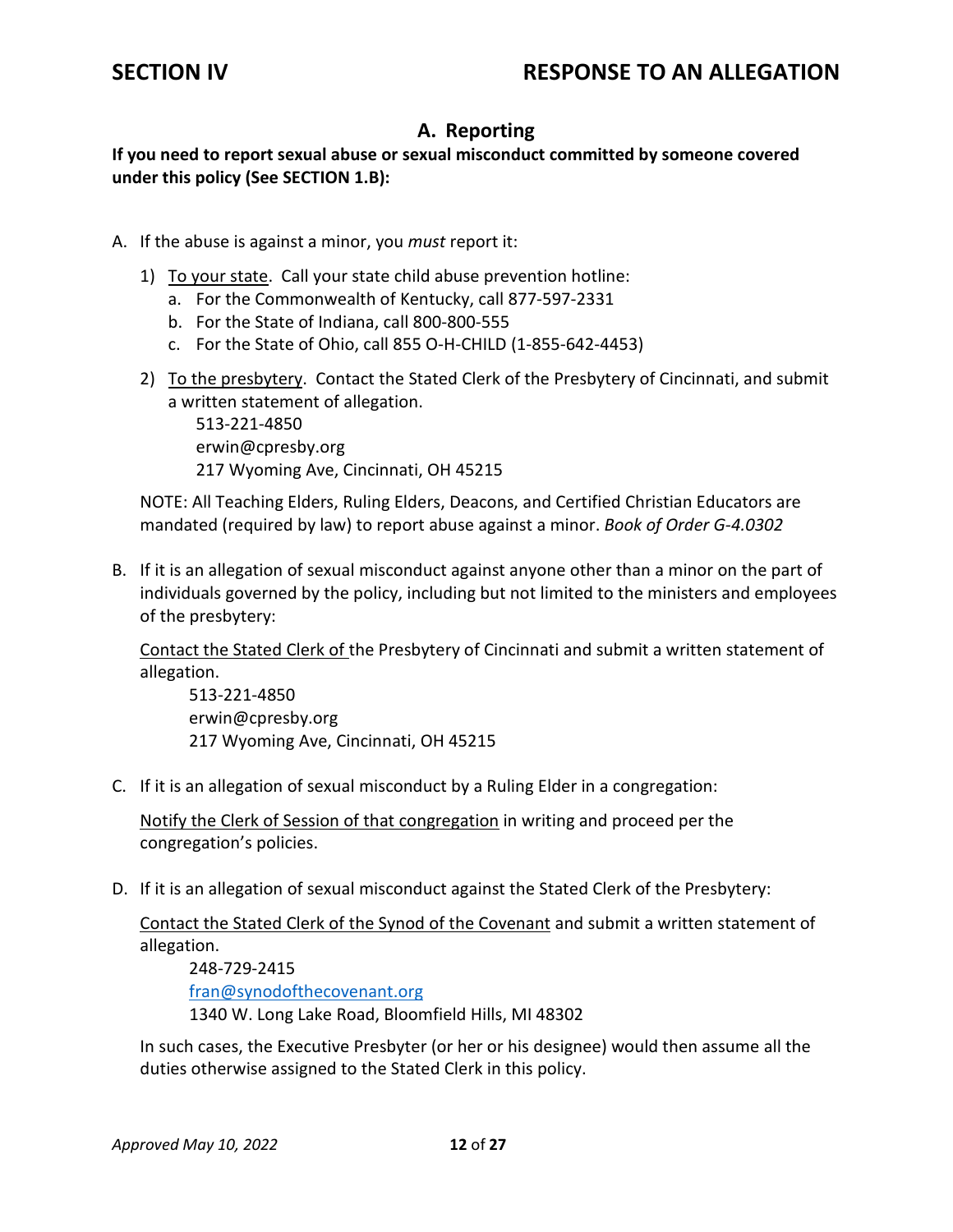# SECTION IV RESPONSE TO AN ALLEGATION

## A. Reporting

**If you need to report sexual abuse or sexual misconduct committed by someone covered under this policy (See SECTION 1.B):**

A. If the abuse is against a minor, you *must* report it:

   1) <u>To your state</u>. Call your state child abuse prevention hotline:
      a. For the Commonwealth of Kentucky, call 877-597-2331
      b. For the State of Indiana, call 800-800-555
      c. For the State of Ohio, call 855 O-H-CHILD (1-855-642-4453)

   2) <u>To the presbytery</u>. Contact the Stated Clerk of the Presbytery of Cincinnati, and submit a written statement of allegation.
      513-221-4850
      erwin@cpresby.org
      217 Wyoming Ave, Cincinnati, OH 45215

   NOTE: All Teaching Elders, Ruling Elders, Deacons, and Certified Christian Educators are mandated (required by law) to report abuse against a minor. *Book of Order G-4.0302*

B. If it is an allegation of sexual misconduct against anyone other than a minor on the part of individuals governed by the policy, including but not limited to the ministers and employees of the presbytery:

   <u>Contact the Stated Clerk of</u> the Presbytery of Cincinnati and submit a written statement of allegation.
      513-221-4850
      erwin@cpresby.org
      217 Wyoming Ave, Cincinnati, OH 45215

C. If it is an allegation of sexual misconduct by a Ruling Elder in a congregation:

   <u>Notify the Clerk of Session of that congregation</u> in writing and proceed per the congregation's policies.

D. If it is an allegation of sexual misconduct against the Stated Clerk of the Presbytery:

   <u>Contact the Stated Clerk of the Synod of the Covenant</u> and submit a written statement of allegation.
      248-729-2415
      fran@synodofthecovenant.org
      1340 W. Long Lake Road, Bloomfield Hills, MI 48302

   In such cases, the Executive Presbyter (or her or his designee) would then assume all the duties otherwise assigned to the Stated Clerk in this policy.

*Approved May 10, 2022*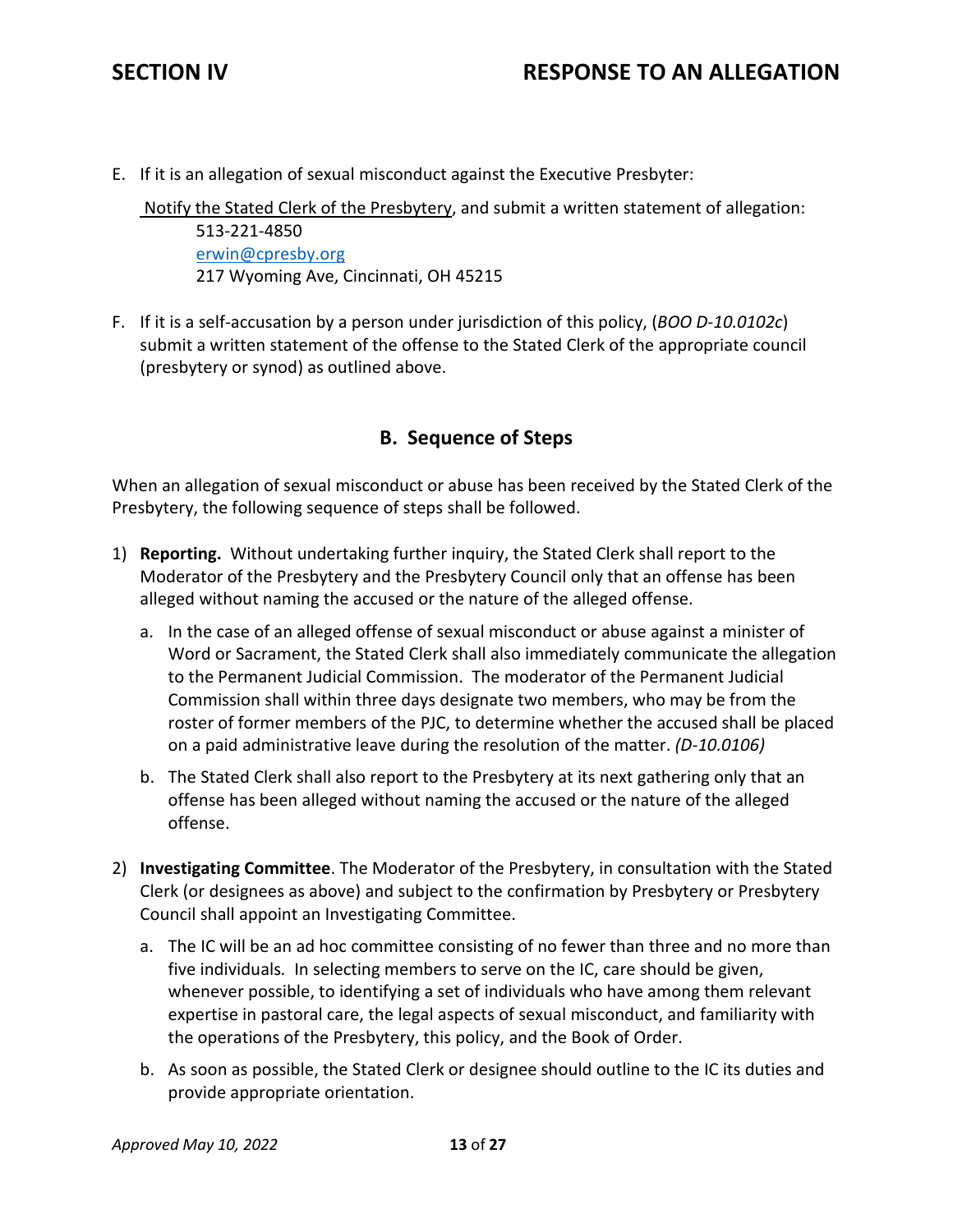E. If it is an allegation of sexual misconduct against the Executive Presbyter:

Notify the Stated Clerk of the Presbytery, and submit a written statement of allegation:
513-221-4850
erwin@cpresby.org
217 Wyoming Ave, Cincinnati, OH 45215

F. If it is a self-accusation by a person under jurisdiction of this policy, (*BOO D-10.0102c*) submit a written statement of the offense to the Stated Clerk of the appropriate council (presbytery or synod) as outlined above.

## B. Sequence of Steps

When an allegation of sexual misconduct or abuse has been received by the Stated Clerk of the Presbytery, the following sequence of steps shall be followed.

1) **Reporting.** Without undertaking further inquiry, the Stated Clerk shall report to the Moderator of the Presbytery and the Presbytery Council only that an offense has been alleged without naming the accused or the nature of the alleged offense.
   a. In the case of an alleged offense of sexual misconduct or abuse against a minister of Word or Sacrament, the Stated Clerk shall also immediately communicate the allegation to the Permanent Judicial Commission. The moderator of the Permanent Judicial Commission shall within three days designate two members, who may be from the roster of former members of the PJC, to determine whether the accused shall be placed on a paid administrative leave during the resolution of the matter. *(D-10.0106)*
   b. The Stated Clerk shall also report to the Presbytery at its next gathering only that an offense has been alleged without naming the accused or the nature of the alleged offense.

2) **Investigating Committee**. The Moderator of the Presbytery, in consultation with the Stated Clerk (or designees as above) and subject to the confirmation by Presbytery or Presbytery Council shall appoint an Investigating Committee.
   a. The IC will be an ad hoc committee consisting of no fewer than three and no more than five individuals. In selecting members to serve on the IC, care should be given, whenever possible, to identifying a set of individuals who have among them relevant expertise in pastoral care, the legal aspects of sexual misconduct, and familiarity with the operations of the Presbytery, this policy, and the Book of Order.
   b. As soon as possible, the Stated Clerk or designee should outline to the IC its duties and provide appropriate orientation.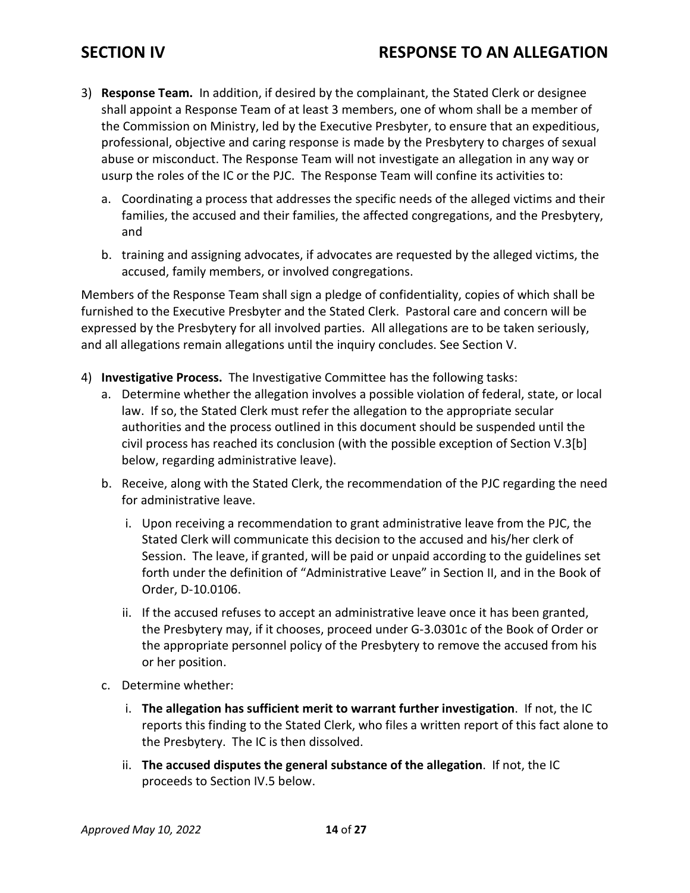3) **Response Team.** In addition, if desired by the complainant, the Stated Clerk or designee shall appoint a Response Team of at least 3 members, one of whom shall be a member of the Commission on Ministry, led by the Executive Presbyter, to ensure that an expeditious, professional, objective and caring response is made by the Presbytery to charges of sexual abuse or misconduct. The Response Team will not investigate an allegation in any way or usurp the roles of the IC or the PJC. The Response Team will confine its activities to:

   a. Coordinating a process that addresses the specific needs of the alleged victims and their families, the accused and their families, the affected congregations, and the Presbytery, and

   b. training and assigning advocates, if advocates are requested by the alleged victims, the accused, family members, or involved congregations.

Members of the Response Team shall sign a pledge of confidentiality, copies of which shall be furnished to the Executive Presbyter and the Stated Clerk. Pastoral care and concern will be expressed by the Presbytery for all involved parties. All allegations are to be taken seriously, and all allegations remain allegations until the inquiry concludes. See Section V.

4) **Investigative Process.** The Investigative Committee has the following tasks:

   a. Determine whether the allegation involves a possible violation of federal, state, or local law. If so, the Stated Clerk must refer the allegation to the appropriate secular authorities and the process outlined in this document should be suspended until the civil process has reached its conclusion (with the possible exception of Section V.3[b] below, regarding administrative leave).

   b. Receive, along with the Stated Clerk, the recommendation of the PJC regarding the need for administrative leave.

      i. Upon receiving a recommendation to grant administrative leave from the PJC, the Stated Clerk will communicate this decision to the accused and his/her clerk of Session. The leave, if granted, will be paid or unpaid according to the guidelines set forth under the definition of "Administrative Leave" in Section II, and in the Book of Order, D-10.0106.

      ii. If the accused refuses to accept an administrative leave once it has been granted, the Presbytery may, if it chooses, proceed under G-3.0301c of the Book of Order or the appropriate personnel policy of the Presbytery to remove the accused from his or her position.

   c. Determine whether:

      i. **The allegation has sufficient merit to warrant further investigation**. If not, the IC reports this finding to the Stated Clerk, who files a written report of this fact alone to the Presbytery. The IC is then dissolved.

      ii. **The accused disputes the general substance of the allegation**. If not, the IC proceeds to Section IV.5 below.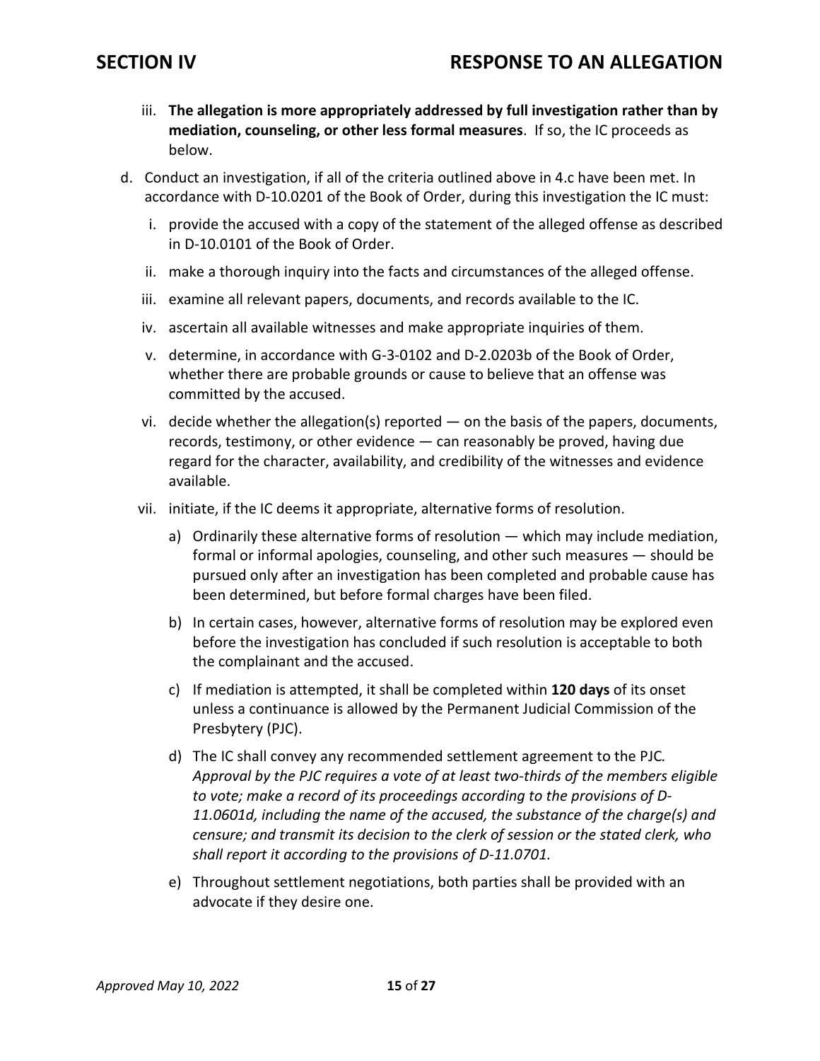iii. **The allegation is more appropriately addressed by full investigation rather than by mediation, counseling, or other less formal measures**. If so, the IC proceeds as below.

d. Conduct an investigation, if all of the criteria outlined above in 4.c have been met. In accordance with D-10.0201 of the Book of Order, during this investigation the IC must:

   i. provide the accused with a copy of the statement of the alleged offense as described in D-10.0101 of the Book of Order.

   ii. make a thorough inquiry into the facts and circumstances of the alleged offense.

   iii. examine all relevant papers, documents, and records available to the IC.

   iv. ascertain all available witnesses and make appropriate inquiries of them.

   v. determine, in accordance with G-3-0102 and D-2.0203b of the Book of Order, whether there are probable grounds or cause to believe that an offense was committed by the accused.

   vi. decide whether the allegation(s) reported — on the basis of the papers, documents, records, testimony, or other evidence — can reasonably be proved, having due regard for the character, availability, and credibility of the witnesses and evidence available.

   vii. initiate, if the IC deems it appropriate, alternative forms of resolution.

      a) Ordinarily these alternative forms of resolution — which may include mediation, formal or informal apologies, counseling, and other such measures — should be pursued only after an investigation has been completed and probable cause has been determined, but before formal charges have been filed.

      b) In certain cases, however, alternative forms of resolution may be explored even before the investigation has concluded if such resolution is acceptable to both the complainant and the accused.

      c) If mediation is attempted, it shall be completed within **120 days** of its onset unless a continuance is allowed by the Permanent Judicial Commission of the Presbytery (PJC).

      d) The IC shall convey any recommended settlement agreement to the PJC. *Approval by the PJC requires a vote of at least two-thirds of the members eligible to vote; make a record of its proceedings according to the provisions of D-11.0601d, including the name of the accused, the substance of the charge(s) and censure; and transmit its decision to the clerk of session or the stated clerk, who shall report it according to the provisions of D-11.0701.*

      e) Throughout settlement negotiations, both parties shall be provided with an advocate if they desire one.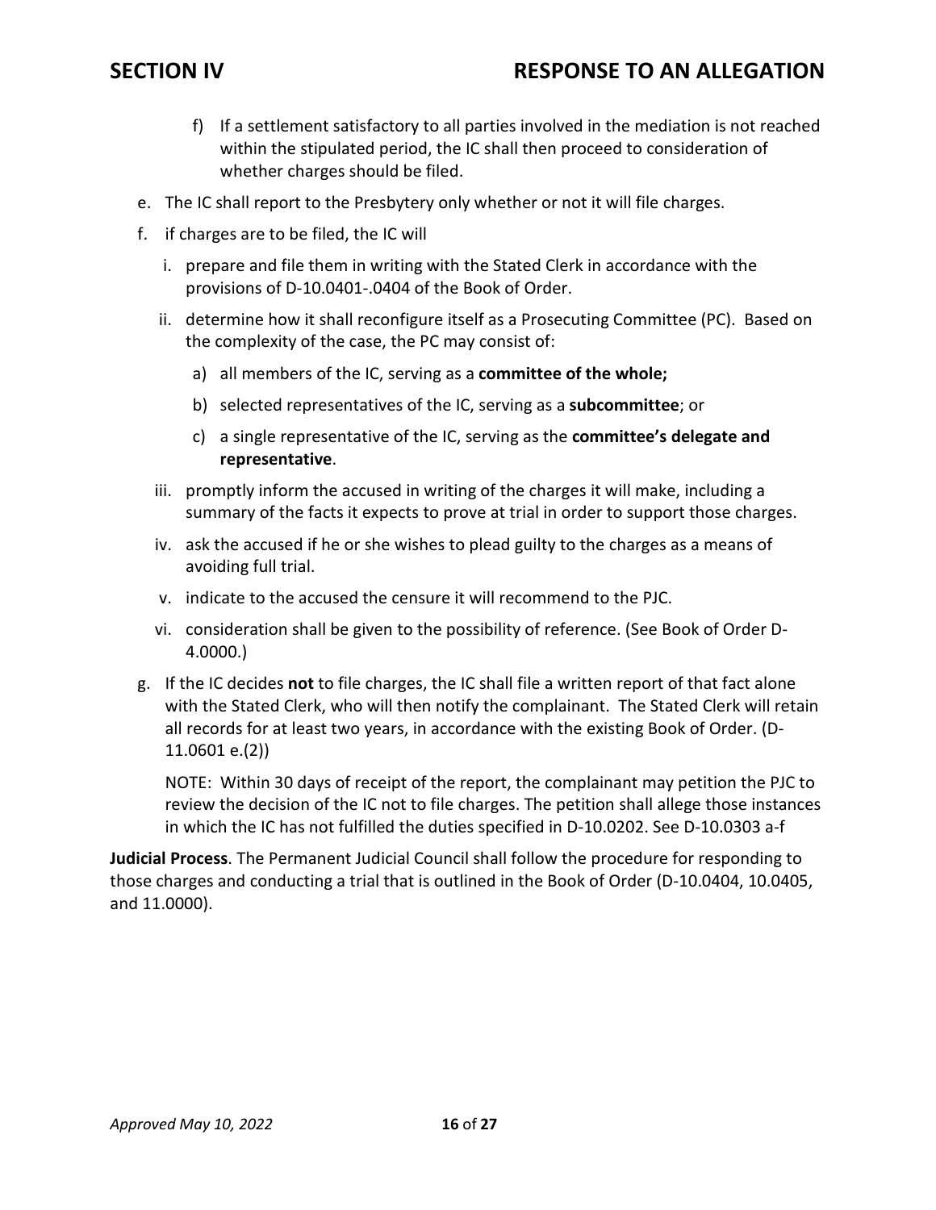f) If a settlement satisfactory to all parties involved in the mediation is not reached within the stipulated period, the IC shall then proceed to consideration of whether charges should be filed.

e. The IC shall report to the Presbytery only whether or not it will file charges.

f. if charges are to be filed, the IC will

   i. prepare and file them in writing with the Stated Clerk in accordance with the provisions of D-10.0401-.0404 of the Book of Order.

   ii. determine how it shall reconfigure itself as a Prosecuting Committee (PC). Based on the complexity of the case, the PC may consist of:

      a) all members of the IC, serving as a **committee of the whole;**

      b) selected representatives of the IC, serving as a **subcommittee**; or

      c) a single representative of the IC, serving as the **committee's delegate and representative**.

   iii. promptly inform the accused in writing of the charges it will make, including a summary of the facts it expects to prove at trial in order to support those charges.

   iv. ask the accused if he or she wishes to plead guilty to the charges as a means of avoiding full trial.

   v. indicate to the accused the censure it will recommend to the PJC.

   vi. consideration shall be given to the possibility of reference. (See Book of Order D-4.0000.)

g. If the IC decides **not** to file charges, the IC shall file a written report of that fact alone with the Stated Clerk, who will then notify the complainant. The Stated Clerk will retain all records for at least two years, in accordance with the existing Book of Order. (D-11.0601 e.(2))

   NOTE: Within 30 days of receipt of the report, the complainant may petition the PJC to review the decision of the IC not to file charges. The petition shall allege those instances in which the IC has not fulfilled the duties specified in D-10.0202. See D-10.0303 a-f

**Judicial Process**. The Permanent Judicial Council shall follow the procedure for responding to those charges and conducting a trial that is outlined in the Book of Order (D-10.0404, 10.0405, and 11.0000).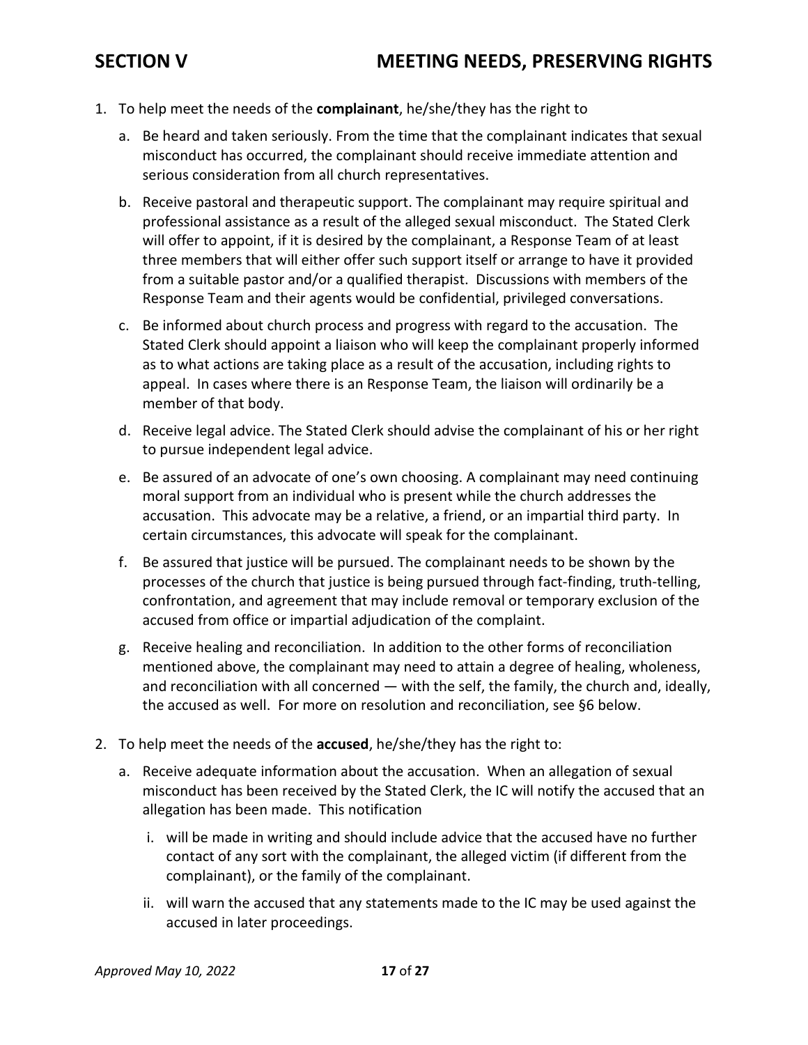# SECTION V MEETING NEEDS, PRESERVING RIGHTS

1. To help meet the needs of the **complainant**, he/she/they has the right to
   a. Be heard and taken seriously. From the time that the complainant indicates that sexual misconduct has occurred, the complainant should receive immediate attention and serious consideration from all church representatives.
   b. Receive pastoral and therapeutic support. The complainant may require spiritual and professional assistance as a result of the alleged sexual misconduct. The Stated Clerk will offer to appoint, if it is desired by the complainant, a Response Team of at least three members that will either offer such support itself or arrange to have it provided from a suitable pastor and/or a qualified therapist. Discussions with members of the Response Team and their agents would be confidential, privileged conversations.
   c. Be informed about church process and progress with regard to the accusation. The Stated Clerk should appoint a liaison who will keep the complainant properly informed as to what actions are taking place as a result of the accusation, including rights to appeal. In cases where there is an Response Team, the liaison will ordinarily be a member of that body.
   d. Receive legal advice. The Stated Clerk should advise the complainant of his or her right to pursue independent legal advice.
   e. Be assured of an advocate of one's own choosing. A complainant may need continuing moral support from an individual who is present while the church addresses the accusation. This advocate may be a relative, a friend, or an impartial third party. In certain circumstances, this advocate will speak for the complainant.
   f. Be assured that justice will be pursued. The complainant needs to be shown by the processes of the church that justice is being pursued through fact-finding, truth-telling, confrontation, and agreement that may include removal or temporary exclusion of the accused from office or impartial adjudication of the complaint.
   g. Receive healing and reconciliation. In addition to the other forms of reconciliation mentioned above, the complainant may need to attain a degree of healing, wholeness, and reconciliation with all concerned — with the self, the family, the church and, ideally, the accused as well. For more on resolution and reconciliation, see §6 below.

2. To help meet the needs of the **accused**, he/she/they has the right to:
   a. Receive adequate information about the accusation. When an allegation of sexual misconduct has been received by the Stated Clerk, the IC will notify the accused that an allegation has been made. This notification
      i. will be made in writing and should include advice that the accused have no further contact of any sort with the complainant, the alleged victim (if different from the complainant), or the family of the complainant.
      ii. will warn the accused that any statements made to the IC may be used against the accused in later proceedings.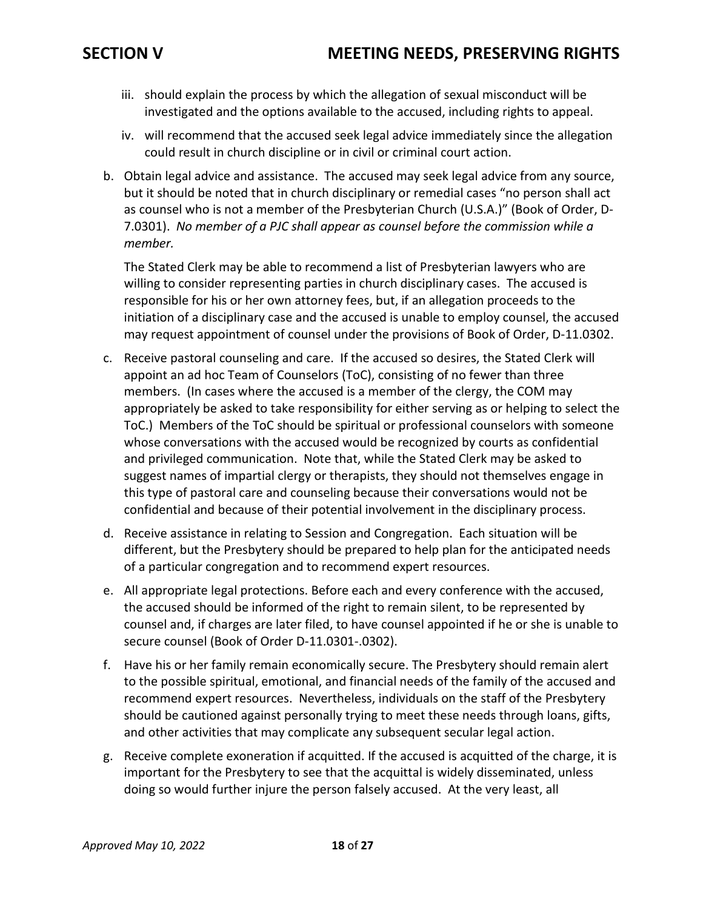iii. should explain the process by which the allegation of sexual misconduct will be investigated and the options available to the accused, including rights to appeal.

iv. will recommend that the accused seek legal advice immediately since the allegation could result in church discipline or in civil or criminal court action.

b. Obtain legal advice and assistance. The accused may seek legal advice from any source, but it should be noted that in church disciplinary or remedial cases "no person shall act as counsel who is not a member of the Presbyterian Church (U.S.A.)" (Book of Order, D-7.0301). *No member of a PJC shall appear as counsel before the commission while a member.*

   The Stated Clerk may be able to recommend a list of Presbyterian lawyers who are willing to consider representing parties in church disciplinary cases. The accused is responsible for his or her own attorney fees, but, if an allegation proceeds to the initiation of a disciplinary case and the accused is unable to employ counsel, the accused may request appointment of counsel under the provisions of Book of Order, D-11.0302.

c. Receive pastoral counseling and care. If the accused so desires, the Stated Clerk will appoint an ad hoc Team of Counselors (ToC), consisting of no fewer than three members. (In cases where the accused is a member of the clergy, the COM may appropriately be asked to take responsibility for either serving as or helping to select the ToC.) Members of the ToC should be spiritual or professional counselors with someone whose conversations with the accused would be recognized by courts as confidential and privileged communication. Note that, while the Stated Clerk may be asked to suggest names of impartial clergy or therapists, they should not themselves engage in this type of pastoral care and counseling because their conversations would not be confidential and because of their potential involvement in the disciplinary process.

d. Receive assistance in relating to Session and Congregation. Each situation will be different, but the Presbytery should be prepared to help plan for the anticipated needs of a particular congregation and to recommend expert resources.

e. All appropriate legal protections. Before each and every conference with the accused, the accused should be informed of the right to remain silent, to be represented by counsel and, if charges are later filed, to have counsel appointed if he or she is unable to secure counsel (Book of Order D-11.0301-.0302).

f. Have his or her family remain economically secure. The Presbytery should remain alert to the possible spiritual, emotional, and financial needs of the family of the accused and recommend expert resources. Nevertheless, individuals on the staff of the Presbytery should be cautioned against personally trying to meet these needs through loans, gifts, and other activities that may complicate any subsequent secular legal action.

g. Receive complete exoneration if acquitted. If the accused is acquitted of the charge, it is important for the Presbytery to see that the acquittal is widely disseminated, unless doing so would further injure the person falsely accused. At the very least, all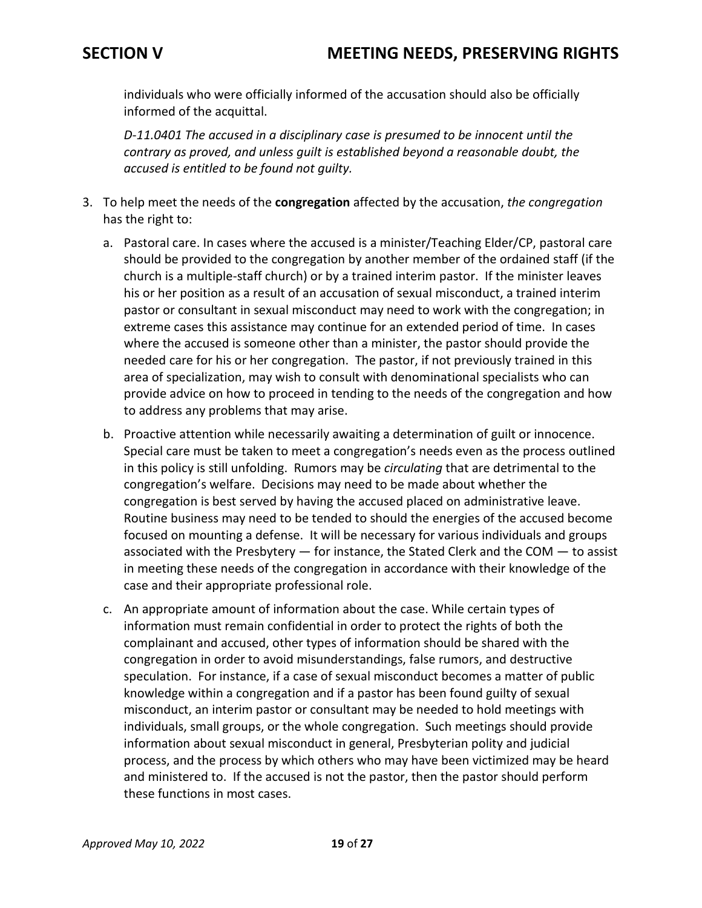individuals who were officially informed of the accusation should also be officially informed of the acquittal.

*D-11.0401 The accused in a disciplinary case is presumed to be innocent until the contrary as proved, and unless guilt is established beyond a reasonable doubt, the accused is entitled to be found not guilty.*

3. To help meet the needs of the **congregation** affected by the accusation, *the congregation* has the right to:

   a. Pastoral care. In cases where the accused is a minister/Teaching Elder/CP, pastoral care should be provided to the congregation by another member of the ordained staff (if the church is a multiple-staff church) or by a trained interim pastor. If the minister leaves his or her position as a result of an accusation of sexual misconduct, a trained interim pastor or consultant in sexual misconduct may need to work with the congregation; in extreme cases this assistance may continue for an extended period of time. In cases where the accused is someone other than a minister, the pastor should provide the needed care for his or her congregation. The pastor, if not previously trained in this area of specialization, may wish to consult with denominational specialists who can provide advice on how to proceed in tending to the needs of the congregation and how to address any problems that may arise.

   b. Proactive attention while necessarily awaiting a determination of guilt or innocence. Special care must be taken to meet a congregation's needs even as the process outlined in this policy is still unfolding. Rumors may be *circulating* that are detrimental to the congregation's welfare. Decisions may need to be made about whether the congregation is best served by having the accused placed on administrative leave. Routine business may need to be tended to should the energies of the accused become focused on mounting a defense. It will be necessary for various individuals and groups associated with the Presbytery — for instance, the Stated Clerk and the COM — to assist in meeting these needs of the congregation in accordance with their knowledge of the case and their appropriate professional role.

   c. An appropriate amount of information about the case. While certain types of information must remain confidential in order to protect the rights of both the complainant and accused, other types of information should be shared with the congregation in order to avoid misunderstandings, false rumors, and destructive speculation. For instance, if a case of sexual misconduct becomes a matter of public knowledge within a congregation and if a pastor has been found guilty of sexual misconduct, an interim pastor or consultant may be needed to hold meetings with individuals, small groups, or the whole congregation. Such meetings should provide information about sexual misconduct in general, Presbyterian polity and judicial process, and the process by which others who may have been victimized may be heard and ministered to. If the accused is not the pastor, then the pastor should perform these functions in most cases.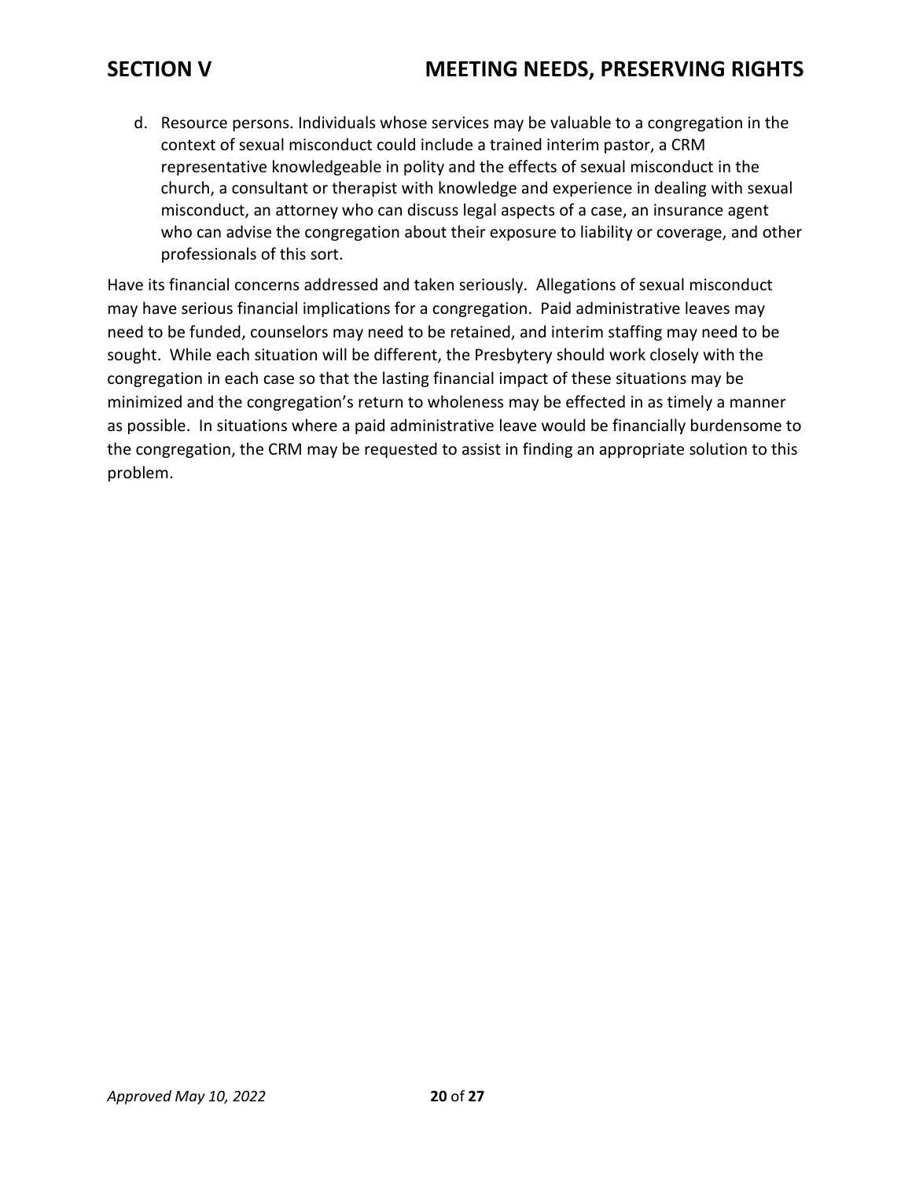d. Resource persons. Individuals whose services may be valuable to a congregation in the context of sexual misconduct could include a trained interim pastor, a CRM representative knowledgeable in polity and the effects of sexual misconduct in the church, a consultant or therapist with knowledge and experience in dealing with sexual misconduct, an attorney who can discuss legal aspects of a case, an insurance agent who can advise the congregation about their exposure to liability or coverage, and other professionals of this sort.

Have its financial concerns addressed and taken seriously. Allegations of sexual misconduct may have serious financial implications for a congregation. Paid administrative leaves may need to be funded, counselors may need to be retained, and interim staffing may need to be sought. While each situation will be different, the Presbytery should work closely with the congregation in each case so that the lasting financial impact of these situations may be minimized and the congregation's return to wholeness may be effected in as timely a manner as possible. In situations where a paid administrative leave would be financially burdensome to the congregation, the CRM may be requested to assist in finding an appropriate solution to this problem.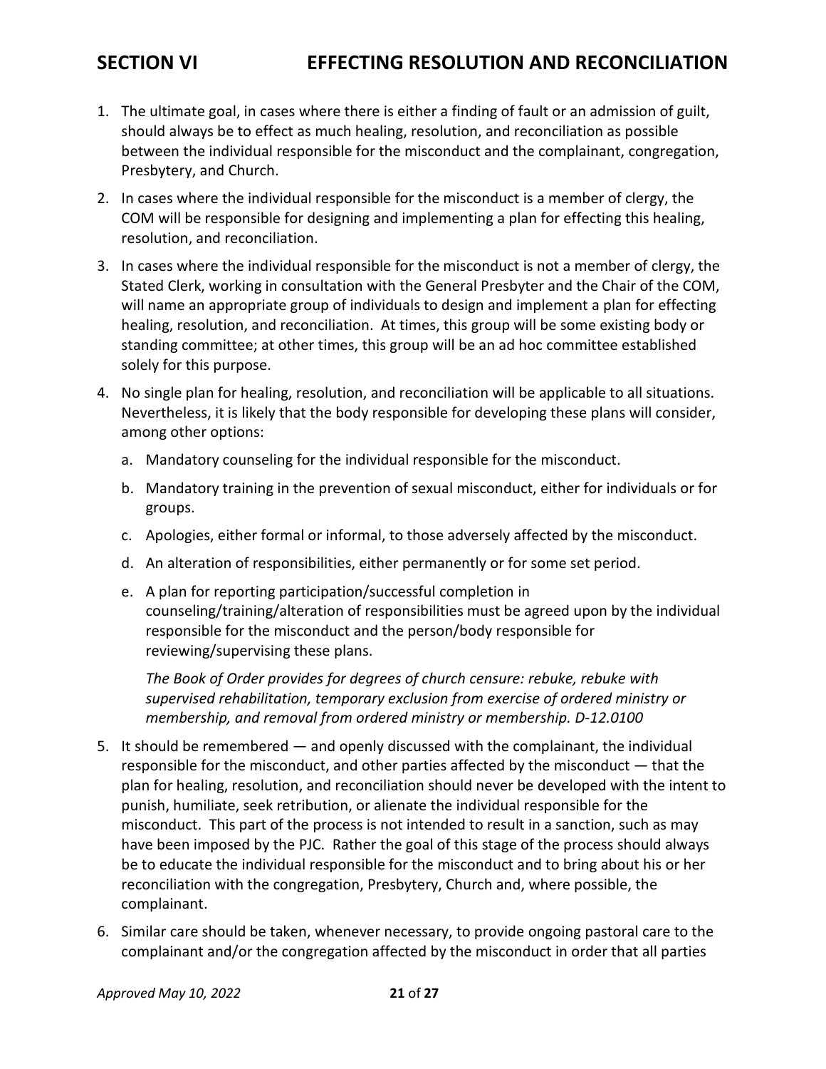# SECTION VI EFFECTING RESOLUTION AND RECONCILIATION

1. The ultimate goal, in cases where there is either a finding of fault or an admission of guilt, should always be to effect as much healing, resolution, and reconciliation as possible between the individual responsible for the misconduct and the complainant, congregation, Presbytery, and Church.
2. In cases where the individual responsible for the misconduct is a member of clergy, the COM will be responsible for designing and implementing a plan for effecting this healing, resolution, and reconciliation.
3. In cases where the individual responsible for the misconduct is not a member of clergy, the Stated Clerk, working in consultation with the General Presbyter and the Chair of the COM, will name an appropriate group of individuals to design and implement a plan for effecting healing, resolution, and reconciliation. At times, this group will be some existing body or standing committee; at other times, this group will be an ad hoc committee established solely for this purpose.
4. No single plan for healing, resolution, and reconciliation will be applicable to all situations. Nevertheless, it is likely that the body responsible for developing these plans will consider, among other options:
   a. Mandatory counseling for the individual responsible for the misconduct.
   b. Mandatory training in the prevention of sexual misconduct, either for individuals or for groups.
   c. Apologies, either formal or informal, to those adversely affected by the misconduct.
   d. An alteration of responsibilities, either permanently or for some set period.
   e. A plan for reporting participation/successful completion in counseling/training/alteration of responsibilities must be agreed upon by the individual responsible for the misconduct and the person/body responsible for reviewing/supervising these plans.

   *The Book of Order provides for degrees of church censure: rebuke, rebuke with supervised rehabilitation, temporary exclusion from exercise of ordered ministry or membership, and removal from ordered ministry or membership. D-12.0100*

5. It should be remembered — and openly discussed with the complainant, the individual responsible for the misconduct, and other parties affected by the misconduct — that the plan for healing, resolution, and reconciliation should never be developed with the intent to punish, humiliate, seek retribution, or alienate the individual responsible for the misconduct. This part of the process is not intended to result in a sanction, such as may have been imposed by the PJC. Rather the goal of this stage of the process should always be to educate the individual responsible for the misconduct and to bring about his or her reconciliation with the congregation, Presbytery, Church and, where possible, the complainant.
6. Similar care should be taken, whenever necessary, to provide ongoing pastoral care to the complainant and/or the congregation affected by the misconduct in order that all parties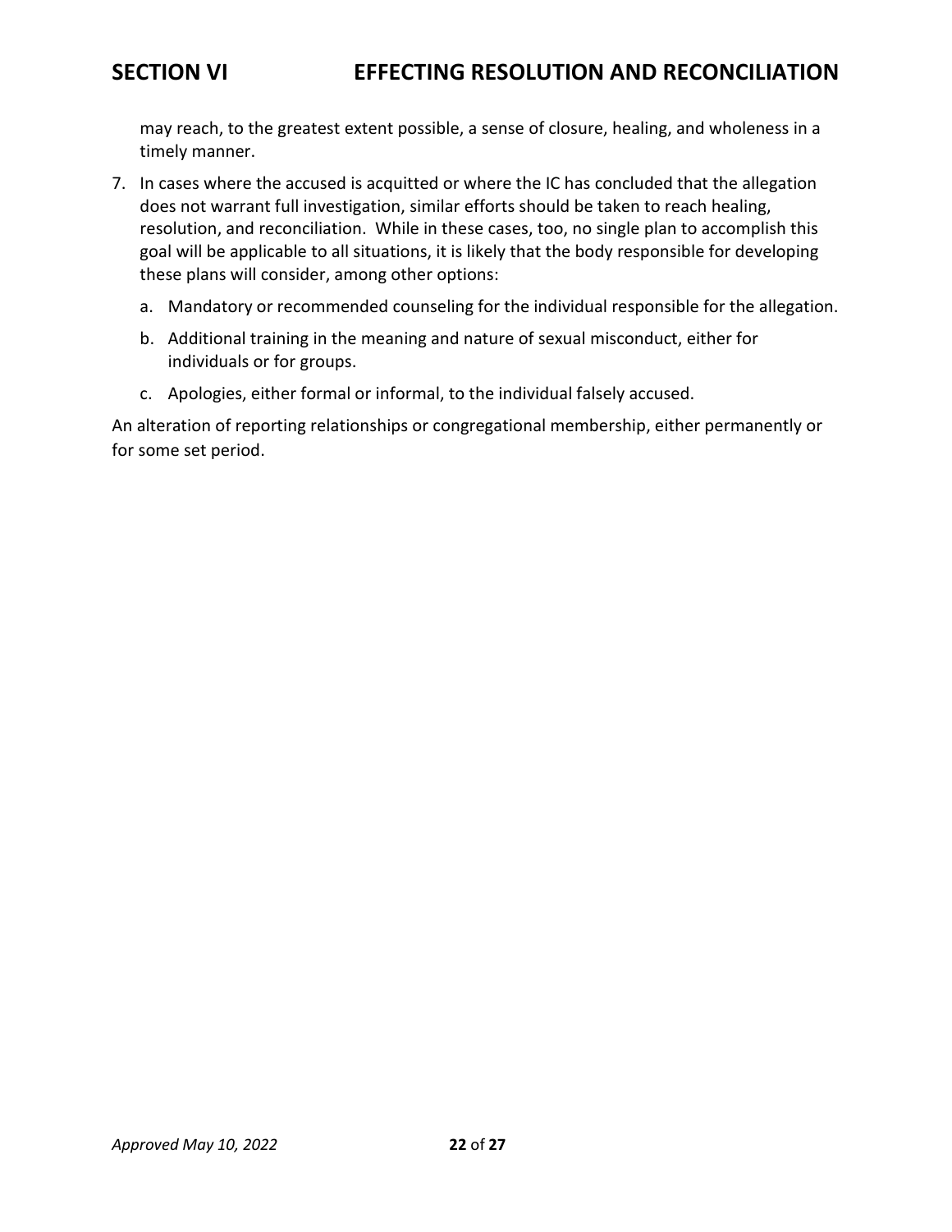may reach, to the greatest extent possible, a sense of closure, healing, and wholeness in a timely manner.

7. In cases where the accused is acquitted or where the IC has concluded that the allegation does not warrant full investigation, similar efforts should be taken to reach healing, resolution, and reconciliation. While in these cases, too, no single plan to accomplish this goal will be applicable to all situations, it is likely that the body responsible for developing these plans will consider, among other options:
   a. Mandatory or recommended counseling for the individual responsible for the allegation.
   b. Additional training in the meaning and nature of sexual misconduct, either for individuals or for groups.
   c. Apologies, either formal or informal, to the individual falsely accused.

An alteration of reporting relationships or congregational membership, either permanently or for some set period.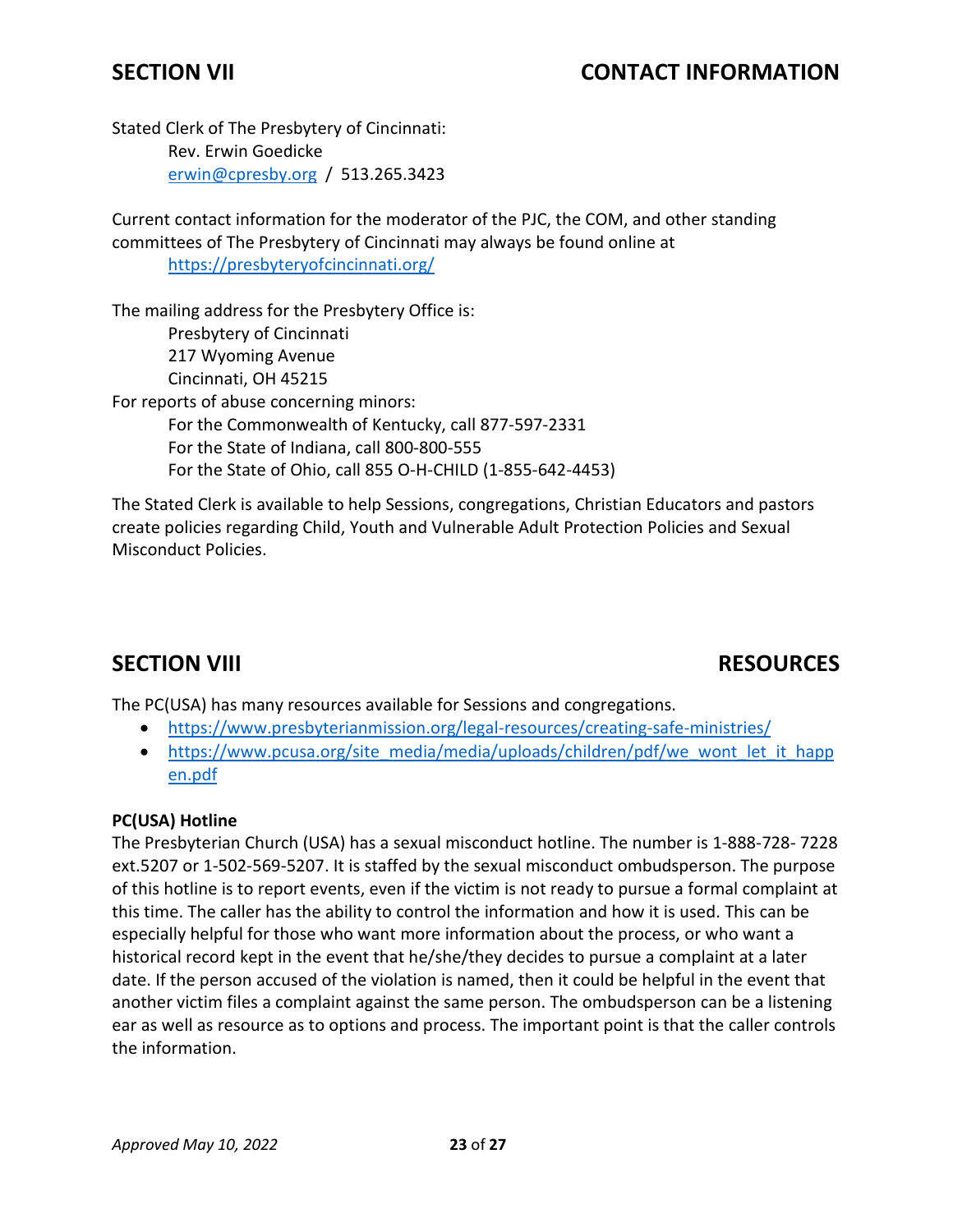## SECTION VII CONTACT INFORMATION

Stated Clerk of The Presbytery of Cincinnati:

Rev. Erwin Goedicke
erwin@cpresby.org / 513.265.3423

Current contact information for the moderator of the PJC, the COM, and other standing committees of The Presbytery of Cincinnati may always be found online at

https://presbyteryofcincinnati.org/

The mailing address for the Presbytery Office is:

Presbytery of Cincinnati
217 Wyoming Avenue
Cincinnati, OH 45215

For reports of abuse concerning minors:

For the Commonwealth of Kentucky, call 877-597-2331
For the State of Indiana, call 800-800-555
For the State of Ohio, call 855 O-H-CHILD (1-855-642-4453)

The Stated Clerk is available to help Sessions, congregations, Christian Educators and pastors create policies regarding Child, Youth and Vulnerable Adult Protection Policies and Sexual Misconduct Policies.

## SECTION VIII RESOURCES

The PC(USA) has many resources available for Sessions and congregations.

- https://www.presbyterianmission.org/legal-resources/creating-safe-ministries/
- https://www.pcusa.org/site_media/media/uploads/children/pdf/we_wont_let_it_happen.pdf

**PC(USA) Hotline**

The Presbyterian Church (USA) has a sexual misconduct hotline. The number is 1-888-728- 7228 ext.5207 or 1-502-569-5207. It is staffed by the sexual misconduct ombudsperson. The purpose of this hotline is to report events, even if the victim is not ready to pursue a formal complaint at this time. The caller has the ability to control the information and how it is used. This can be especially helpful for those who want more information about the process, or who want a historical record kept in the event that he/she/they decides to pursue a complaint at a later date. If the person accused of the violation is named, then it could be helpful in the event that another victim files a complaint against the same person. The ombudsperson can be a listening ear as well as resource as to options and process. The important point is that the caller controls the information.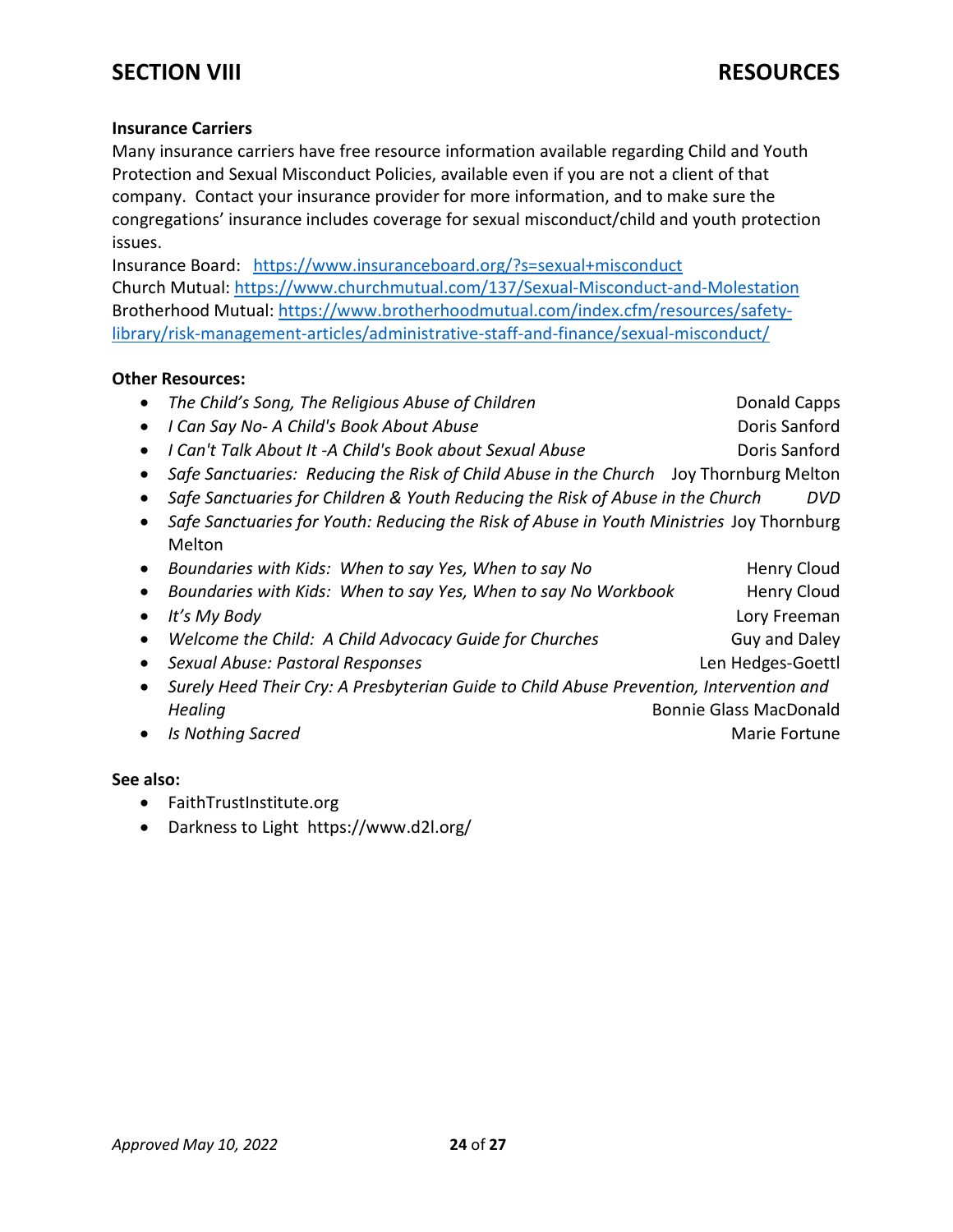# SECTION VIII RESOURCES

**Insurance Carriers**

Many insurance carriers have free resource information available regarding Child and Youth Protection and Sexual Misconduct Policies, available even if you are not a client of that company. Contact your insurance provider for more information, and to make sure the congregations' insurance includes coverage for sexual misconduct/child and youth protection issues.

Insurance Board: https://www.insuranceboard.org/?s=sexual+misconduct
Church Mutual: https://www.churchmutual.com/137/Sexual-Misconduct-and-Molestation
Brotherhood Mutual: https://www.brotherhoodmutual.com/index.cfm/resources/safety-library/risk-management-articles/administrative-staff-and-finance/sexual-misconduct/

**Other Resources:**

- *The Child's Song, The Religious Abuse of Children* — Donald Capps
- *I Can Say No- A Child's Book About Abuse* — Doris Sanford
- *I Can't Talk About It -A Child's Book about Sexual Abuse* — Doris Sanford
- *Safe Sanctuaries: Reducing the Risk of Child Abuse in the Church* — Joy Thornburg Melton
- *Safe Sanctuaries for Children & Youth Reducing the Risk of Abuse in the Church* — *DVD*
- *Safe Sanctuaries for Youth: Reducing the Risk of Abuse in Youth Ministries* — Joy Thornburg Melton
- *Boundaries with Kids: When to say Yes, When to say No* — Henry Cloud
- *Boundaries with Kids: When to say Yes, When to say No Workbook* — Henry Cloud
- *It's My Body* — Lory Freeman
- *Welcome the Child: A Child Advocacy Guide for Churches* — Guy and Daley
- *Sexual Abuse: Pastoral Responses* — Len Hedges-Goettl
- *Surely Heed Their Cry: A Presbyterian Guide to Child Abuse Prevention, Intervention and Healing* — Bonnie Glass MacDonald
- *Is Nothing Sacred* — Marie Fortune

**See also:**

- FaithTrustInstitute.org
- Darkness to Light https://www.d2l.org/

*Approved May 10, 2022*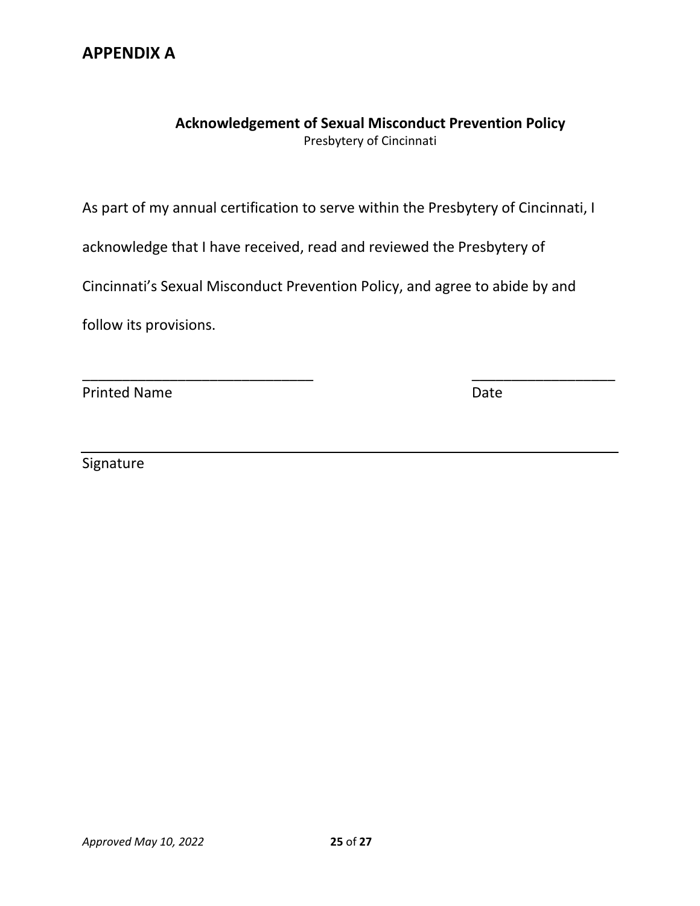# APPENDIX A

**Acknowledgement of Sexual Misconduct Prevention Policy**
Presbytery of Cincinnati

As part of my annual certification to serve within the Presbytery of Cincinnati, I acknowledge that I have received, read and reviewed the Presbytery of Cincinnati's Sexual Misconduct Prevention Policy, and agree to abide by and follow its provisions.

______________________________ __________________
Printed Name Date

______________________________________________________________
Signature

*Approved May 10, 2022*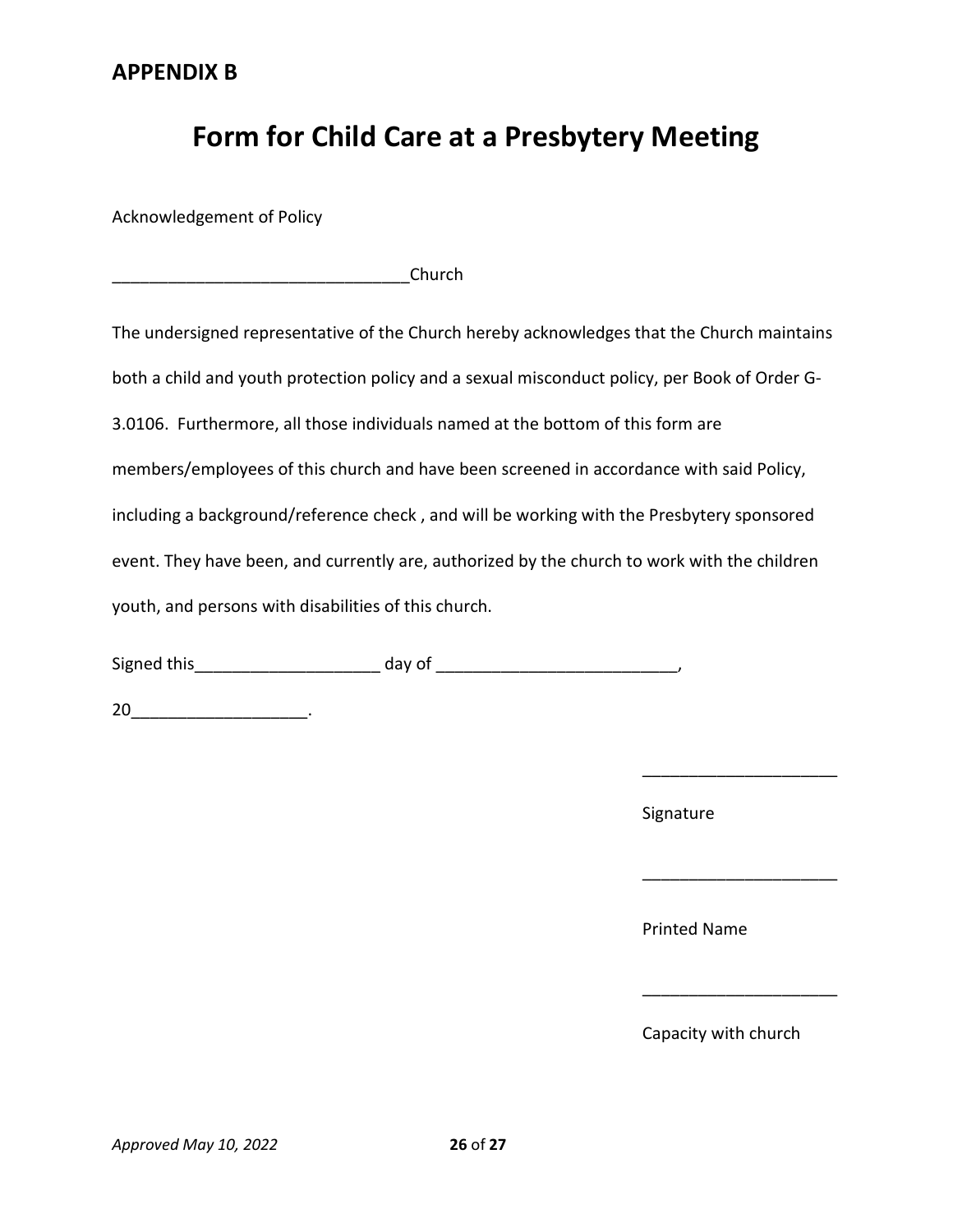## APPENDIX B

# Form for Child Care at a Presbytery Meeting

Acknowledgement of Policy

________________________________Church

The undersigned representative of the Church hereby acknowledges that the Church maintains both a child and youth protection policy and a sexual misconduct policy, per Book of Order G-3.0106. Furthermore, all those individuals named at the bottom of this form are members/employees of this church and have been screened in accordance with said Policy, including a background/reference check , and will be working with the Presbytery sponsored event. They have been, and currently are, authorized by the church to work with the children youth, and persons with disabilities of this church.

Signed this____________________ day of __________________________,

20___________________.

_____________________

Signature

_____________________

Printed Name

_____________________

Capacity with church

*Approved May 10, 2022*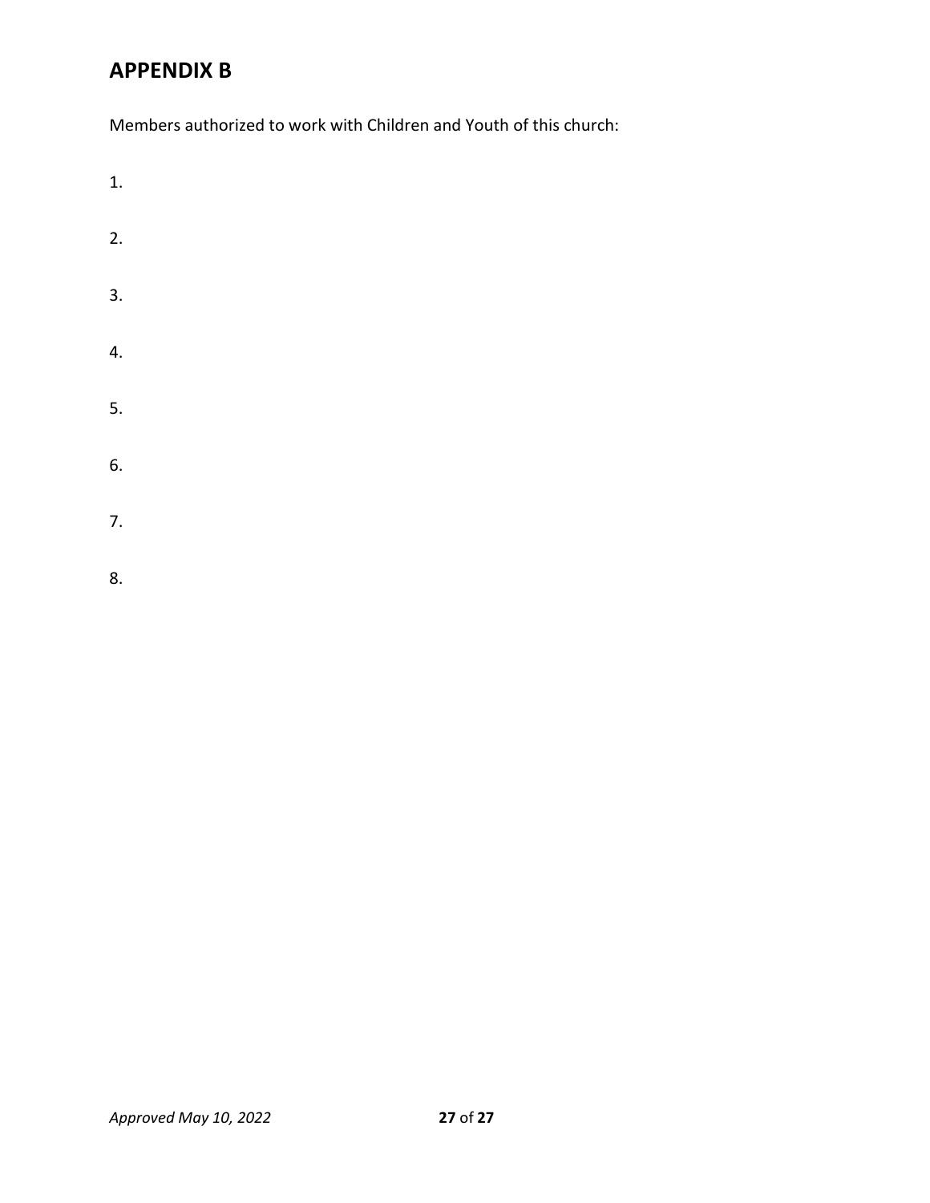# APPENDIX B

Members authorized to work with Children and Youth of this church:

1.

2.

3.

4.

5.

6.

7.

8.